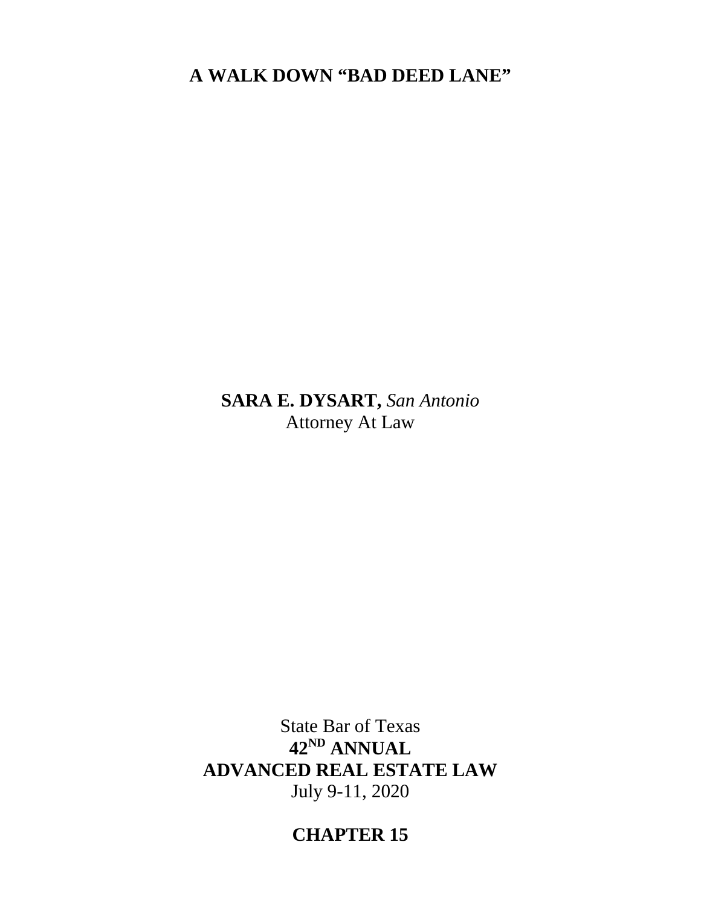# A WALK DOWN "BAD DEED LANE"

**SARA E. DYSART,** *San Antonio*
Attorney At Law

State Bar of Texas
**42[ND] ANNUAL**
**ADVANCED REAL ESTATE LAW**
July 9-11, 2020

## CHAPTER 15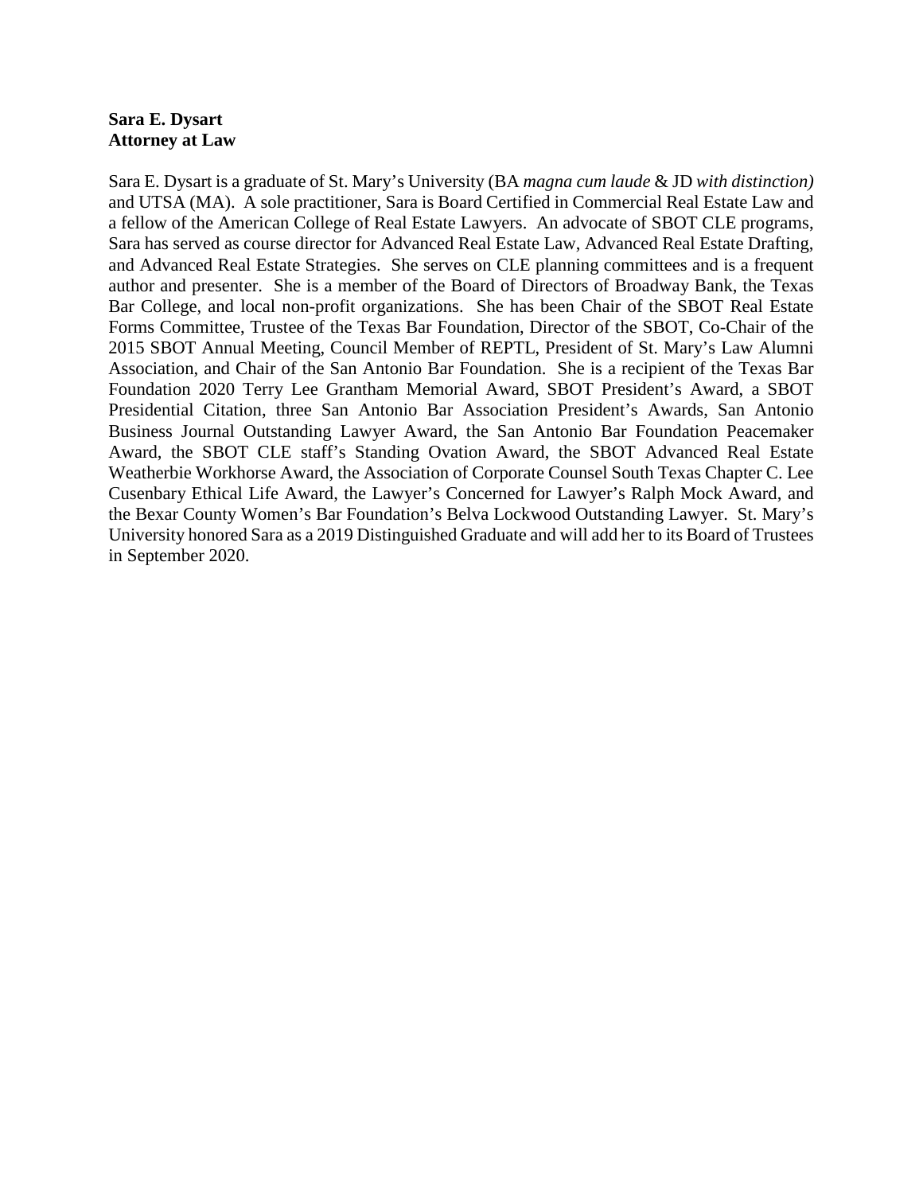**Sara E. Dysart**
**Attorney at Law**

Sara E. Dysart is a graduate of St. Mary's University (BA *magna cum laude* & JD *with distinction)* and UTSA (MA). A sole practitioner, Sara is Board Certified in Commercial Real Estate Law and a fellow of the American College of Real Estate Lawyers. An advocate of SBOT CLE programs, Sara has served as course director for Advanced Real Estate Law, Advanced Real Estate Drafting, and Advanced Real Estate Strategies. She serves on CLE planning committees and is a frequent author and presenter. She is a member of the Board of Directors of Broadway Bank, the Texas Bar College, and local non-profit organizations. She has been Chair of the SBOT Real Estate Forms Committee, Trustee of the Texas Bar Foundation, Director of the SBOT, Co-Chair of the 2015 SBOT Annual Meeting, Council Member of REPTL, President of St. Mary's Law Alumni Association, and Chair of the San Antonio Bar Foundation. She is a recipient of the Texas Bar Foundation 2020 Terry Lee Grantham Memorial Award, SBOT President's Award, a SBOT Presidential Citation, three San Antonio Bar Association President's Awards, San Antonio Business Journal Outstanding Lawyer Award, the San Antonio Bar Foundation Peacemaker Award, the SBOT CLE staff's Standing Ovation Award, the SBOT Advanced Real Estate Weatherbie Workhorse Award, the Association of Corporate Counsel South Texas Chapter C. Lee Cusenbary Ethical Life Award, the Lawyer's Concerned for Lawyer's Ralph Mock Award, and the Bexar County Women's Bar Foundation's Belva Lockwood Outstanding Lawyer. St. Mary's University honored Sara as a 2019 Distinguished Graduate and will add her to its Board of Trustees in September 2020.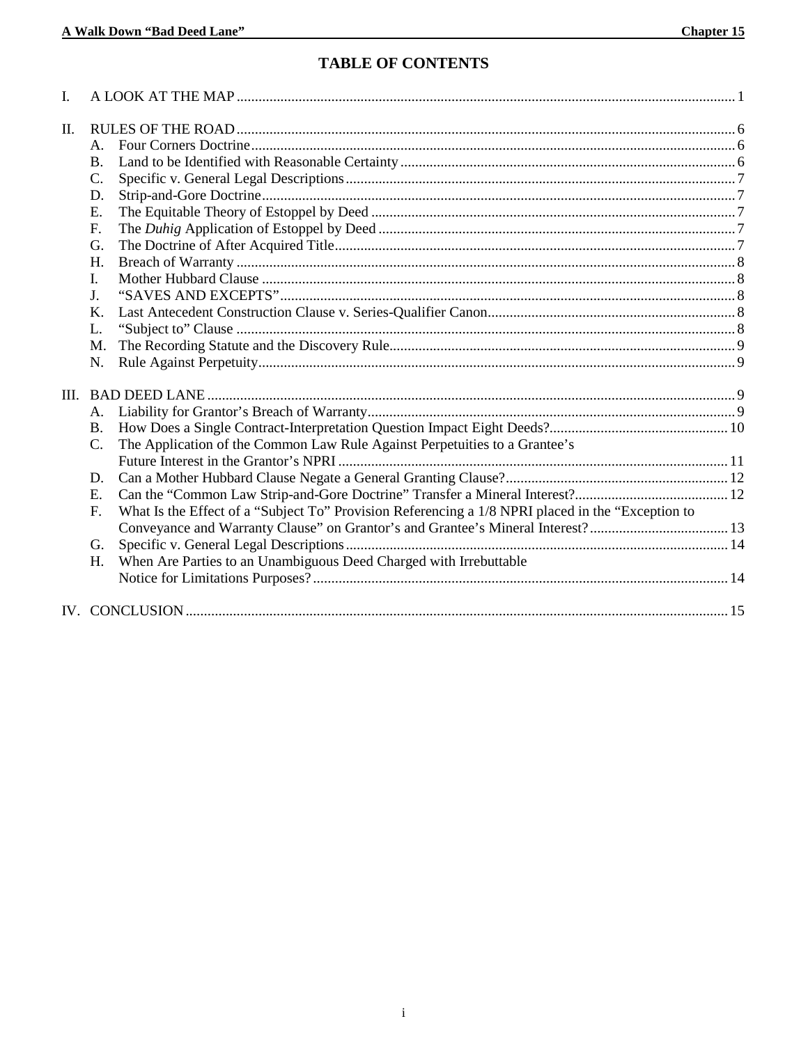# TABLE OF CONTENTS

I. A LOOK AT THE MAP ..... 1

II. RULES OF THE ROAD ..... 6

- A. Four Corners Doctrine ..... 6
- B. Land to be Identified with Reasonable Certainty ..... 6
- C. Specific v. General Legal Descriptions ..... 7
- D. Strip-and-Gore Doctrine ..... 7
- E. The Equitable Theory of Estoppel by Deed ..... 7
- F. The *Duhig* Application of Estoppel by Deed ..... 7
- G. The Doctrine of After Acquired Title ..... 7
- H. Breach of Warranty ..... 8
- I. Mother Hubbard Clause ..... 8
- J. "SAVES AND EXCEPTS" ..... 8
- K. Last Antecedent Construction Clause v. Series-Qualifier Canon ..... 8
- L. "Subject to" Clause ..... 8
- M. The Recording Statute and the Discovery Rule ..... 9
- N. Rule Against Perpetuity ..... 9

III. BAD DEED LANE ..... 9

- A. Liability for Grantor's Breach of Warranty ..... 9
- B. How Does a Single Contract-Interpretation Question Impact Eight Deeds? ..... 10
- C. The Application of the Common Law Rule Against Perpetuities to a Grantee's Future Interest in the Grantor's NPRI ..... 11
- D. Can a Mother Hubbard Clause Negate a General Granting Clause? ..... 12
- E. Can the "Common Law Strip-and-Gore Doctrine" Transfer a Mineral Interest? ..... 12
- F. What Is the Effect of a "Subject To" Provision Referencing a 1/8 NPRI placed in the "Exception to Conveyance and Warranty Clause" on Grantor's and Grantee's Mineral Interest? ..... 13
- G. Specific v. General Legal Descriptions ..... 14
- H. When Are Parties to an Unambiguous Deed Charged with Irrebuttable Notice for Limitations Purposes? ..... 14

IV. CONCLUSION ..... 15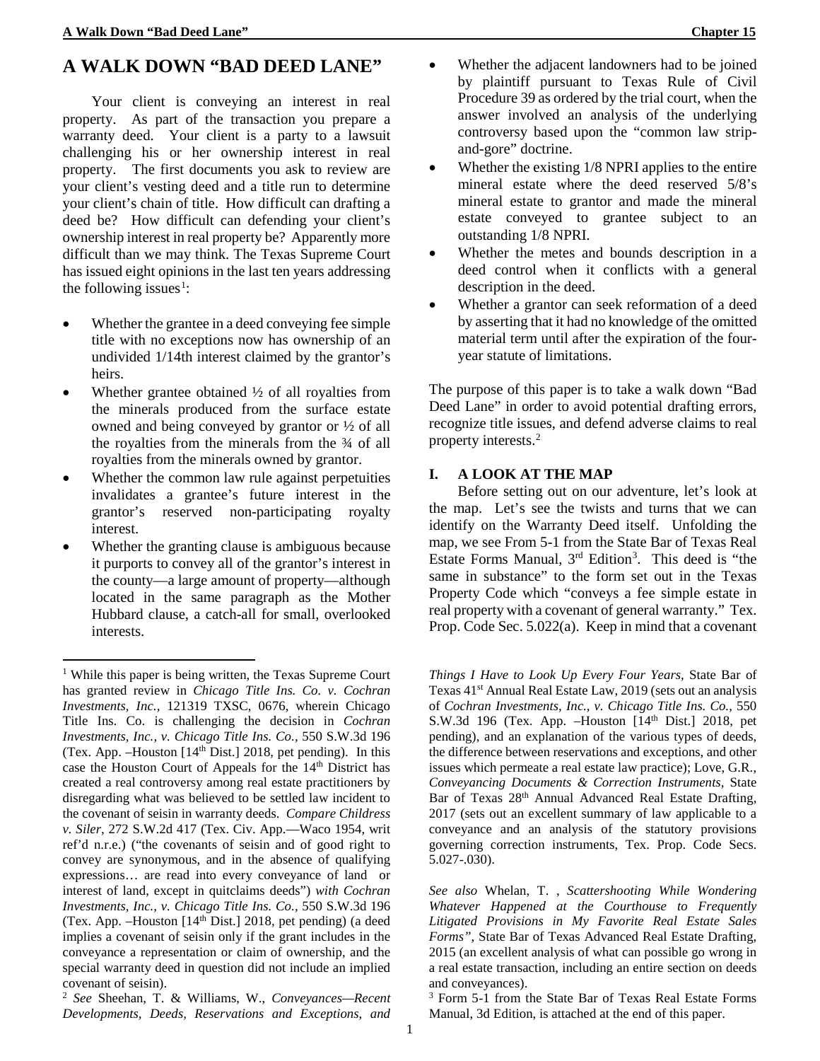# A WALK DOWN "BAD DEED LANE"

Your client is conveying an interest in real property. As part of the transaction you prepare a warranty deed. Your client is a party to a lawsuit challenging his or her ownership interest in real property. The first documents you ask to review are your client's vesting deed and a title run to determine your client's chain of title. How difficult can drafting a deed be? How difficult can defending your client's ownership interest in real property be? Apparently more difficult than we may think. The Texas Supreme Court has issued eight opinions in the last ten years addressing the following issues[1]:

- Whether the grantee in a deed conveying fee simple title with no exceptions now has ownership of an undivided 1/14th interest claimed by the grantor's heirs.
- Whether grantee obtained ½ of all royalties from the minerals produced from the surface estate owned and being conveyed by grantor or ½ of all the royalties from the minerals from the ¾ of all royalties from the minerals owned by grantor.
- Whether the common law rule against perpetuities invalidates a grantee's future interest in the grantor's reserved non-participating royalty interest.
- Whether the granting clause is ambiguous because it purports to convey all of the grantor's interest in the county—a large amount of property—although located in the same paragraph as the Mother Hubbard clause, a catch-all for small, overlooked interests.
- Whether the adjacent landowners had to be joined by plaintiff pursuant to Texas Rule of Civil Procedure 39 as ordered by the trial court, when the answer involved an analysis of the underlying controversy based upon the "common law strip-and-gore" doctrine.
- Whether the existing 1/8 NPRI applies to the entire mineral estate where the deed reserved 5/8's mineral estate to grantor and made the mineral estate conveyed to grantee subject to an outstanding 1/8 NPRI.
- Whether the metes and bounds description in a deed control when it conflicts with a general description in the deed.
- Whether a grantor can seek reformation of a deed by asserting that it had no knowledge of the omitted material term until after the expiration of the four-year statute of limitations.

The purpose of this paper is to take a walk down "Bad Deed Lane" in order to avoid potential drafting errors, recognize title issues, and defend adverse claims to real property interests.[2]

## I. A LOOK AT THE MAP

Before setting out on our adventure, let's look at the map. Let's see the twists and turns that we can identify on the Warranty Deed itself. Unfolding the map, we see From 5-1 from the State Bar of Texas Real Estate Forms Manual, 3rd Edition[3]. This deed is "the same in substance" to the form set out in the Texas Property Code which "conveys a fee simple estate in real property with a covenant of general warranty." Tex. Prop. Code Sec. 5.022(a). Keep in mind that a covenant

---

[1] While this paper is being written, the Texas Supreme Court has granted review in *Chicago Title Ins. Co. v. Cochran Investments, Inc.*, 121319 TXSC, 0676, wherein Chicago Title Ins. Co. is challenging the decision in *Cochran Investments, Inc., v. Chicago Title Ins. Co.*, 550 S.W.3d 196 (Tex. App. –Houston [14th Dist.] 2018, pet pending). In this case the Houston Court of Appeals for the 14th District has created a real controversy among real estate practitioners by disregarding what was believed to be settled law incident to the covenant of seisin in warranty deeds. *Compare Childress v. Siler*, 272 S.W.2d 417 (Tex. Civ. App.—Waco 1954, writ ref'd n.r.e.) ("the covenants of seisin and of good right to convey are synonymous, and in the absence of qualifying expressions… are read into every conveyance of land or interest of land, except in quitclaims deeds") *with Cochran Investments, Inc., v. Chicago Title Ins. Co.*, 550 S.W.3d 196 (Tex. App. –Houston [14th Dist.] 2018, pet pending) (a deed implies a covenant of seisin only if the grant includes in the conveyance a representation or claim of ownership, and the special warranty deed in question did not include an implied covenant of seisin).

[2] *See* Sheehan, T. & Williams, W., *Conveyances—Recent Developments, Deeds, Reservations and Exceptions, and Things I Have to Look Up Every Four Years,* State Bar of Texas 41st Annual Real Estate Law, 2019 (sets out an analysis of *Cochran Investments, Inc., v. Chicago Title Ins. Co.,* 550 S.W.3d 196 (Tex. App. –Houston [14th Dist.] 2018, pet pending), and an explanation of the various types of deeds, the difference between reservations and exceptions, and other issues which permeate a real estate law practice); Love, G.R., *Conveyancing Documents & Correction Instruments,* State Bar of Texas 28th Annual Advanced Real Estate Drafting, 2017 (sets out an excellent summary of law applicable to a conveyance and an analysis of the statutory provisions governing correction instruments, Tex. Prop. Code Secs. 5.027-.030).

*See also* Whelan, T. , *Scattershooting While Wondering Whatever Happened at the Courthouse to Frequently Litigated Provisions in My Favorite Real Estate Sales Forms",* State Bar of Texas Advanced Real Estate Drafting, 2015 (an excellent analysis of what can possible go wrong in a real estate transaction, including an entire section on deeds and conveyances).

[3] Form 5-1 from the State Bar of Texas Real Estate Forms Manual, 3d Edition, is attached at the end of this paper.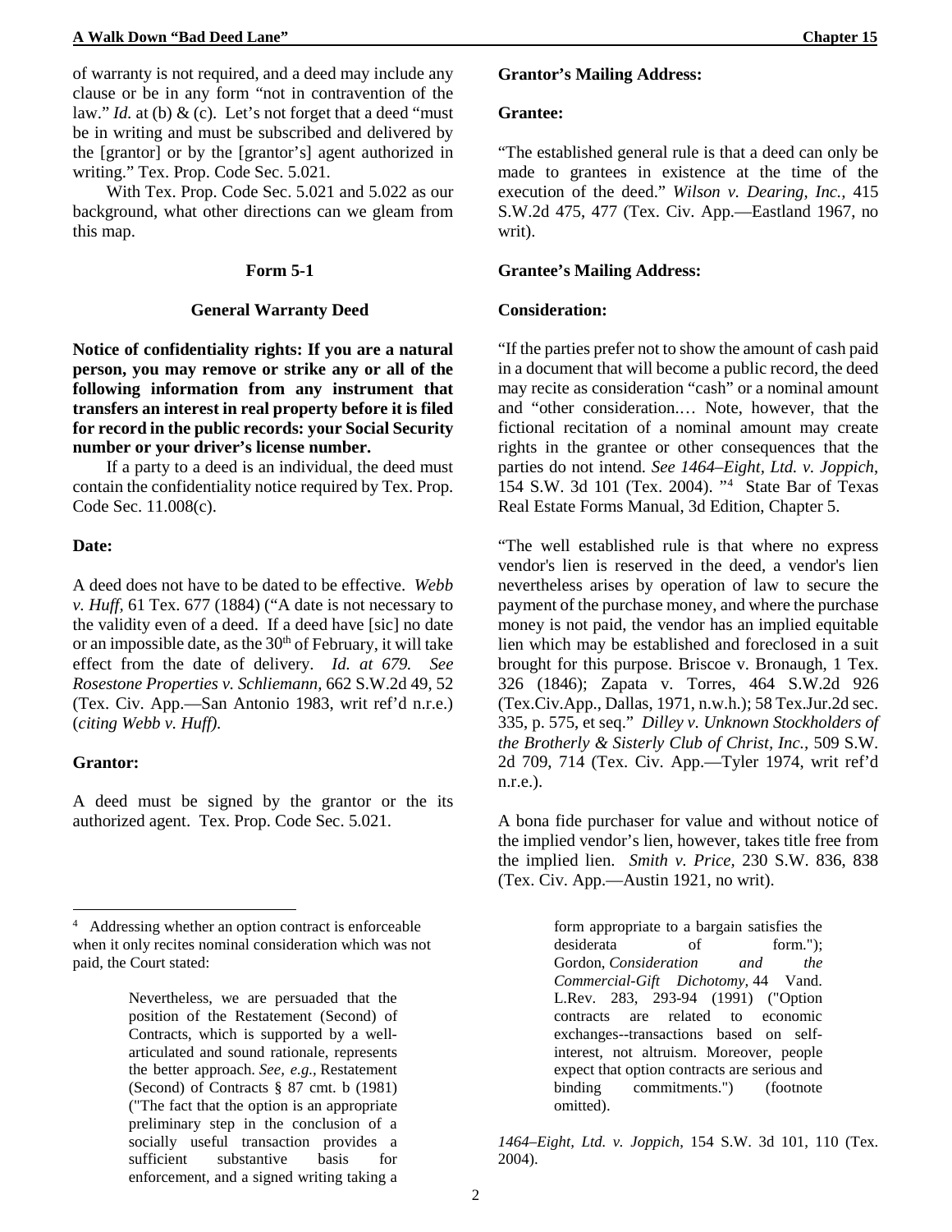of warranty is not required, and a deed may include any clause or be in any form "not in contravention of the law." *Id.* at (b) & (c). Let's not forget that a deed "must be in writing and must be subscribed and delivered by the [grantor] or by the [grantor's] agent authorized in writing." Tex. Prop. Code Sec. 5.021.

With Tex. Prop. Code Sec. 5.021 and 5.022 as our background, what other directions can we gleam from this map.

**Form 5-1**

**General Warranty Deed**

**Notice of confidentiality rights: If you are a natural person, you may remove or strike any or all of the following information from any instrument that transfers an interest in real property before it is filed for record in the public records: your Social Security number or your driver's license number.**

If a party to a deed is an individual, the deed must contain the confidentiality notice required by Tex. Prop. Code Sec. 11.008(c).

**Date:**

A deed does not have to be dated to be effective. *Webb v. Huff*, 61 Tex. 677 (1884) ("A date is not necessary to the validity even of a deed. If a deed have [sic] no date or an impossible date, as the 30th of February, it will take effect from the date of delivery. *Id. at 679. See Rosestone Properties v. Schliemann*, 662 S.W.2d 49, 52 (Tex. Civ. App.—San Antonio 1983, writ ref'd n.r.e.) (*citing Webb v. Huff).*

**Grantor:**

A deed must be signed by the grantor or the its authorized agent. Tex. Prop. Code Sec. 5.021.

**Grantor's Mailing Address:**

**Grantee:**

"The established general rule is that a deed can only be made to grantees in existence at the time of the execution of the deed." *Wilson v. Dearing, Inc.*, 415 S.W.2d 475, 477 (Tex. Civ. App.—Eastland 1967, no writ).

**Grantee's Mailing Address:**

**Consideration:**

"If the parties prefer not to show the amount of cash paid in a document that will become a public record, the deed may recite as consideration "cash" or a nominal amount and "other consideration.… Note, however, that the fictional recitation of a nominal amount may create rights in the grantee or other consequences that the parties do not intend. *See 1464–Eight, Ltd. v. Joppich*, 154 S.W. 3d 101 (Tex. 2004). "[4] State Bar of Texas Real Estate Forms Manual, 3d Edition, Chapter 5.

"The well established rule is that where no express vendor's lien is reserved in the deed, a vendor's lien nevertheless arises by operation of law to secure the payment of the purchase money, and where the purchase money is not paid, the vendor has an implied equitable lien which may be established and foreclosed in a suit brought for this purpose. Briscoe v. Bronaugh, 1 Tex. 326 (1846); Zapata v. Torres, 464 S.W.2d 926 (Tex.Civ.App., Dallas, 1971, n.w.h.); 58 Tex.Jur.2d sec. 335, p. 575, et seq." *Dilley v. Unknown Stockholders of the Brotherly & Sisterly Club of Christ, Inc.*, 509 S.W. 2d 709, 714 (Tex. Civ. App.—Tyler 1974, writ ref'd n.r.e.).

A bona fide purchaser for value and without notice of the implied vendor's lien, however, takes title free from the implied lien. *Smith v. Price*, 230 S.W. 836, 838 (Tex. Civ. App.—Austin 1921, no writ).

---

[4] Addressing whether an option contract is enforceable when it only recites nominal consideration which was not paid, the Court stated:

> Nevertheless, we are persuaded that the position of the Restatement (Second) of Contracts, which is supported by a well-articulated and sound rationale, represents the better approach. *See, e.g.*, Restatement (Second) of Contracts § 87 cmt. b (1981) ("The fact that the option is an appropriate preliminary step in the conclusion of a socially useful transaction provides a sufficient substantive basis for enforcement, and a signed writing taking a form appropriate to a bargain satisfies the desiderata of form."); Gordon, *Consideration and the Commercial-Gift Dichotomy*, 44 Vand. L.Rev. 283, 293-94 (1991) ("Option contracts are related to economic exchanges--transactions based on self-interest, not altruism. Moreover, people expect that option contracts are serious and binding commitments.") (footnote omitted).

*1464–Eight, Ltd. v. Joppich*, 154 S.W. 3d 101, 110 (Tex. 2004).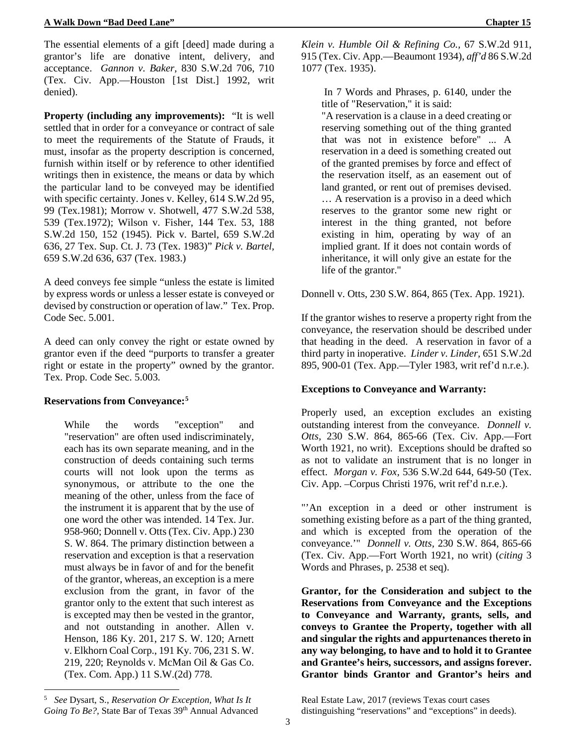The essential elements of a gift [deed] made during a grantor's life are donative intent, delivery, and acceptance. *Gannon v. Baker*, 830 S.W.2d 706, 710 (Tex. Civ. App.—Houston [1st Dist.] 1992, writ denied).

**Property (including any improvements):** "It is well settled that in order for a conveyance or contract of sale to meet the requirements of the Statute of Frauds, it must, insofar as the property description is concerned, furnish within itself or by reference to other identified writings then in existence, the means or data by which the particular land to be conveyed may be identified with specific certainty. Jones v. Kelley, 614 S.W.2d 95, 99 (Tex.1981); Morrow v. Shotwell, 477 S.W.2d 538, 539 (Tex.1972); Wilson v. Fisher, 144 Tex. 53, 188 S.W.2d 150, 152 (1945). Pick v. Bartel, 659 S.W.2d 636, 27 Tex. Sup. Ct. J. 73 (Tex. 1983)" *Pick v. Bartel*, 659 S.W.2d 636, 637 (Tex. 1983.)

A deed conveys fee simple "unless the estate is limited by express words or unless a lesser estate is conveyed or devised by construction or operation of law." Tex. Prop. Code Sec. 5.001.

A deed can only convey the right or estate owned by grantor even if the deed "purports to transfer a greater right or estate in the property" owned by the grantor. Tex. Prop. Code Sec. 5.003.

**Reservations from Conveyance:**[5]

> While the words "exception" and "reservation" are often used indiscriminately, each has its own separate meaning, and in the construction of deeds containing such terms courts will not look upon the terms as synonymous, or attribute to the one the meaning of the other, unless from the face of the instrument it is apparent that by the use of one word the other was intended. 14 Tex. Jur. 958-960; Donnell v. Otts (Tex. Civ. App.) 230 S. W. 864. The primary distinction between a reservation and exception is that a reservation must always be in favor of and for the benefit of the grantor, whereas, an exception is a mere exclusion from the grant, in favor of the grantor only to the extent that such interest as is excepted may then be vested in the grantor, and not outstanding in another. Allen v. Henson, 186 Ky. 201, 217 S. W. 120; Arnett v. Elkhorn Coal Corp., 191 Ky. 706, 231 S. W. 219, 220; Reynolds v. McMan Oil & Gas Co. (Tex. Com. App.) 11 S.W.(2d) 778.

*Klein v. Humble Oil & Refining Co.*, 67 S.W.2d 911, 915 (Tex. Civ. App.—Beaumont 1934), *aff'd* 86 S.W.2d 1077 (Tex. 1935).

> In 7 Words and Phrases, p. 6140, under the title of "Reservation," it is said:
> "A reservation is a clause in a deed creating or reserving something out of the thing granted that was not in existence before" ... A reservation in a deed is something created out of the granted premises by force and effect of the reservation itself, as an easement out of land granted, or rent out of premises devised. … A reservation is a proviso in a deed which reserves to the grantor some new right or interest in the thing granted, not before existing in him, operating by way of an implied grant. If it does not contain words of inheritance, it will only give an estate for the life of the grantor."

Donnell v. Otts, 230 S.W. 864, 865 (Tex. App. 1921).

If the grantor wishes to reserve a property right from the conveyance, the reservation should be described under that heading in the deed. A reservation in favor of a third party in inoperative. *Linder v. Linder*, 651 S.W.2d 895, 900-01 (Tex. App.—Tyler 1983, writ ref'd n.r.e.).

**Exceptions to Conveyance and Warranty:**

Properly used, an exception excludes an existing outstanding interest from the conveyance. *Donnell v. Otts*, 230 S.W. 864, 865-66 (Tex. Civ. App.—Fort Worth 1921, no writ). Exceptions should be drafted so as not to validate an instrument that is no longer in effect. *Morgan v. Fox*, 536 S.W.2d 644, 649-50 (Tex. Civ. App. –Corpus Christi 1976, writ ref'd n.r.e.).

"'An exception in a deed or other instrument is something existing before as a part of the thing granted, and which is excepted from the operation of the conveyance.'" *Donnell v. Otts*, 230 S.W. 864, 865-66 (Tex. Civ. App.—Fort Worth 1921, no writ) (*citing* 3 Words and Phrases, p. 2538 et seq).

**Grantor, for the Consideration and subject to the Reservations from Conveyance and the Exceptions to Conveyance and Warranty, grants, sells, and conveys to Grantee the Property, together with all and singular the rights and appurtenances thereto in any way belonging, to have and to hold it to Grantee and Grantee's heirs, successors, and assigns forever. Grantor binds Grantor and Grantor's heirs and**

---

[5] *See* Dysart, S., *Reservation Or Exception, What Is It Going To Be?*, State Bar of Texas 39th Annual Advanced Real Estate Law, 2017 (reviews Texas court cases distinguishing "reservations" and "exceptions" in deeds).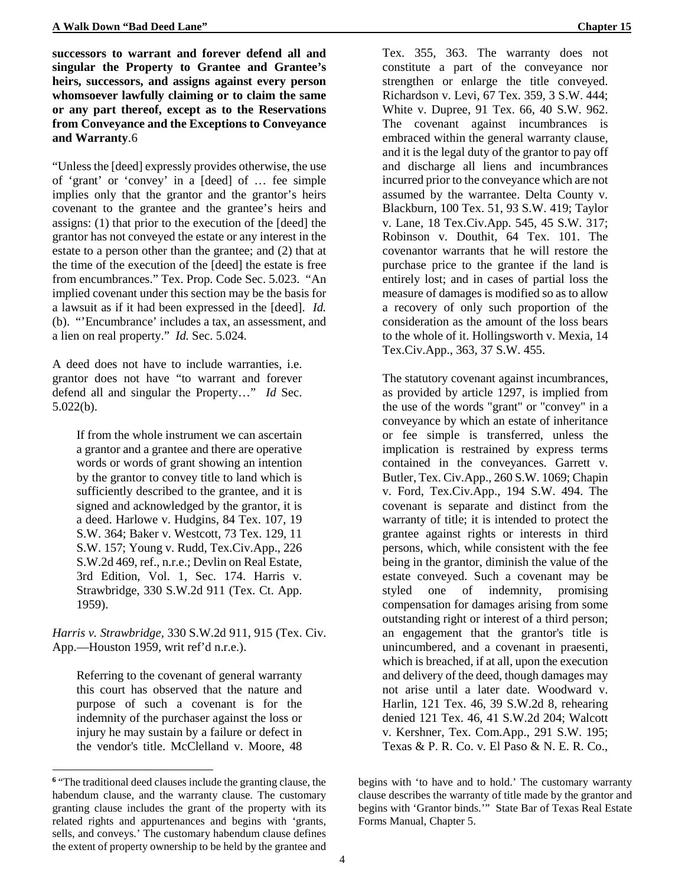**successors to warrant and forever defend all and singular the Property to Grantee and Grantee's heirs, successors, and assigns against every person whomsoever lawfully claiming or to claim the same or any part thereof, except as to the Reservations from Conveyance and the Exceptions to Conveyance and Warranty**.[6]

"Unless the [deed] expressly provides otherwise, the use of 'grant' or 'convey' in a [deed] of … fee simple implies only that the grantor and the grantor's heirs covenant to the grantee and the grantee's heirs and assigns: (1) that prior to the execution of the [deed] the grantor has not conveyed the estate or any interest in the estate to a person other than the grantee; and (2) that at the time of the execution of the [deed] the estate is free from encumbrances." Tex. Prop. Code Sec. 5.023. "An implied covenant under this section may be the basis for a lawsuit as if it had been expressed in the [deed]. *Id.* (b). "'Encumbrance' includes a tax, an assessment, and a lien on real property." *Id.* Sec. 5.024.

A deed does not have to include warranties, i.e. grantor does not have "to warrant and forever defend all and singular the Property…" *Id* Sec. 5.022(b).

> If from the whole instrument we can ascertain a grantor and a grantee and there are operative words or words of grant showing an intention by the grantor to convey title to land which is sufficiently described to the grantee, and it is signed and acknowledged by the grantor, it is a deed. Harlowe v. Hudgins, 84 Tex. 107, 19 S.W. 364; Baker v. Westcott, 73 Tex. 129, 11 S.W. 157; Young v. Rudd, Tex.Civ.App., 226 S.W.2d 469, ref., n.r.e.; Devlin on Real Estate, 3rd Edition, Vol. 1, Sec. 174. Harris v. Strawbridge, 330 S.W.2d 911 (Tex. Ct. App. 1959).

*Harris v. Strawbridge*, 330 S.W.2d 911, 915 (Tex. Civ. App.—Houston 1959, writ ref'd n.r.e.).

> Referring to the covenant of general warranty this court has observed that the nature and purpose of such a covenant is for the indemnity of the purchaser against the loss or injury he may sustain by a failure or defect in the vendor's title. McClelland v. Moore, 48 Tex. 355, 363. The warranty does not constitute a part of the conveyance nor strengthen or enlarge the title conveyed. Richardson v. Levi, 67 Tex. 359, 3 S.W. 444; White v. Dupree, 91 Tex. 66, 40 S.W. 962. The covenant against incumbrances is embraced within the general warranty clause, and it is the legal duty of the grantor to pay off and discharge all liens and incumbrances incurred prior to the conveyance which are not assumed by the warrantee. Delta County v. Blackburn, 100 Tex. 51, 93 S.W. 419; Taylor v. Lane, 18 Tex.Civ.App. 545, 45 S.W. 317; Robinson v. Douthit, 64 Tex. 101. The covenantor warrants that he will restore the purchase price to the grantee if the land is entirely lost; and in cases of partial loss the measure of damages is modified so as to allow a recovery of only such proportion of the consideration as the amount of the loss bears to the whole of it. Hollingsworth v. Mexia, 14 Tex.Civ.App., 363, 37 S.W. 455.
>
> The statutory covenant against incumbrances, as provided by article 1297, is implied from the use of the words "grant" or "convey" in a conveyance by which an estate of inheritance or fee simple is transferred, unless the implication is restrained by express terms contained in the conveyances. Garrett v. Butler, Tex. Civ.App., 260 S.W. 1069; Chapin v. Ford, Tex.Civ.App., 194 S.W. 494. The covenant is separate and distinct from the warranty of title; it is intended to protect the grantee against rights or interests in third persons, which, while consistent with the fee being in the grantor, diminish the value of the estate conveyed. Such a covenant may be styled one of indemnity, promising compensation for damages arising from some outstanding right or interest of a third person; an engagement that the grantor's title is unincumbered, and a covenant in praesenti, which is breached, if at all, upon the execution and delivery of the deed, though damages may not arise until a later date. Woodward v. Harlin, 121 Tex. 46, 39 S.W.2d 8, rehearing denied 121 Tex. 46, 41 S.W.2d 204; Walcott v. Kershner, Tex. Com.App., 291 S.W. 195; Texas & P. R. Co. v. El Paso & N. E. R. Co.,

---

[6] "The traditional deed clauses include the granting clause, the habendum clause, and the warranty clause. The customary granting clause includes the grant of the property with its related rights and appurtenances and begins with 'grants, sells, and conveys.' The customary habendum clause defines the extent of property ownership to be held by the grantee and begins with 'to have and to hold.' The customary warranty clause describes the warranty of title made by the grantor and begins with 'Grantor binds.'" State Bar of Texas Real Estate Forms Manual, Chapter 5.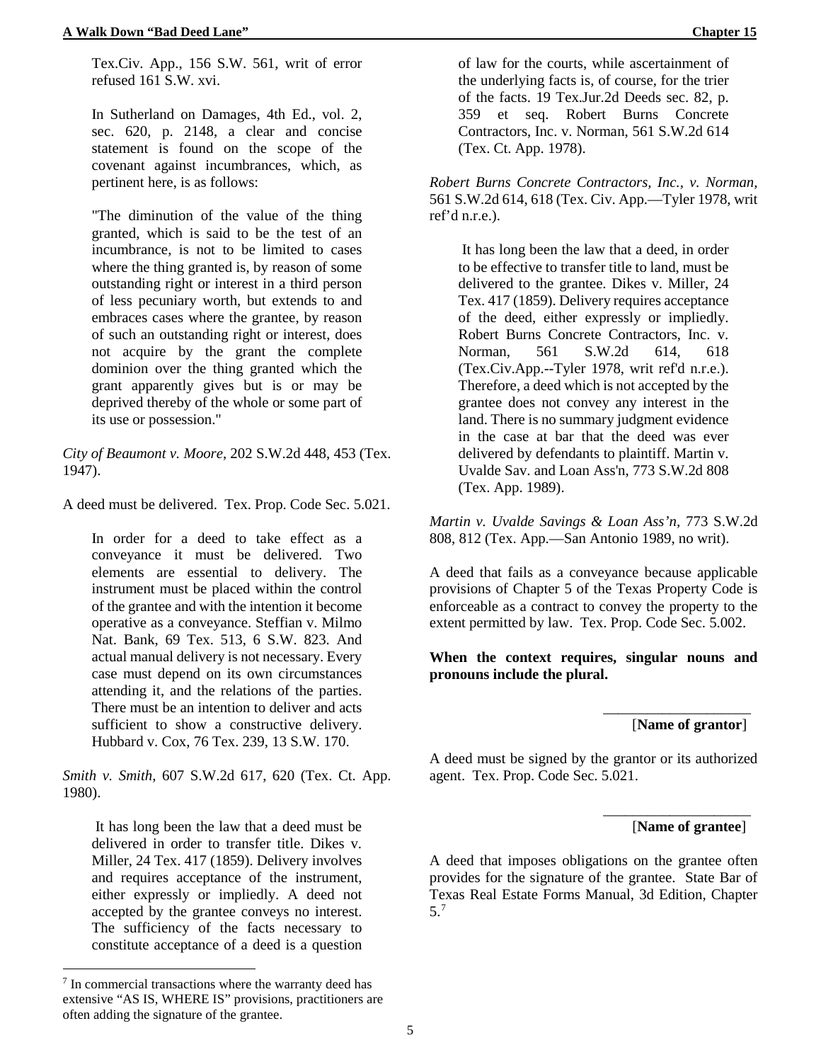> Tex.Civ. App., 156 S.W. 561, writ of error refused 161 S.W. xvi.
>
> In Sutherland on Damages, 4th Ed., vol. 2, sec. 620, p. 2148, a clear and concise statement is found on the scope of the covenant against incumbrances, which, as pertinent here, is as follows:
>
> "The diminution of the value of the thing granted, which is said to be the test of an incumbrance, is not to be limited to cases where the thing granted is, by reason of some outstanding right or interest in a third person of less pecuniary worth, but extends to and embraces cases where the grantee, by reason of such an outstanding right or interest, does not acquire by the grant the complete dominion over the thing granted which the grant apparently gives but is or may be deprived thereby of the whole or some part of its use or possession."

*City of Beaumont v. Moore*, 202 S.W.2d 448, 453 (Tex. 1947).

A deed must be delivered. Tex. Prop. Code Sec. 5.021.

> In order for a deed to take effect as a conveyance it must be delivered. Two elements are essential to delivery. The instrument must be placed within the control of the grantee and with the intention it become operative as a conveyance. Steffian v. Milmo Nat. Bank, 69 Tex. 513, 6 S.W. 823. And actual manual delivery is not necessary. Every case must depend on its own circumstances attending it, and the relations of the parties. There must be an intention to deliver and acts sufficient to show a constructive delivery. Hubbard v. Cox, 76 Tex. 239, 13 S.W. 170.

*Smith v. Smith,* 607 S.W.2d 617, 620 (Tex. Ct. App. 1980).

> It has long been the law that a deed must be delivered in order to transfer title. Dikes v. Miller, 24 Tex. 417 (1859). Delivery involves and requires acceptance of the instrument, either expressly or impliedly. A deed not accepted by the grantee conveys no interest. The sufficiency of the facts necessary to constitute acceptance of a deed is a question of law for the courts, while ascertainment of the underlying facts is, of course, for the trier of the facts. 19 Tex.Jur.2d Deeds sec. 82, p. 359 et seq. Robert Burns Concrete Contractors, Inc. v. Norman, 561 S.W.2d 614 (Tex. Ct. App. 1978).

*Robert Burns Concrete Contractors, Inc., v. Norman,* 561 S.W.2d 614, 618 (Tex. Civ. App.—Tyler 1978, writ ref'd n.r.e.).

> It has long been the law that a deed, in order to be effective to transfer title to land, must be delivered to the grantee. Dikes v. Miller, 24 Tex. 417 (1859). Delivery requires acceptance of the deed, either expressly or impliedly. Robert Burns Concrete Contractors, Inc. v. Norman, 561 S.W.2d 614, 618 (Tex.Civ.App.--Tyler 1978, writ ref'd n.r.e.). Therefore, a deed which is not accepted by the grantee does not convey any interest in the land. There is no summary judgment evidence in the case at bar that the deed was ever delivered by defendants to plaintiff. Martin v. Uvalde Sav. and Loan Ass'n, 773 S.W.2d 808 (Tex. App. 1989).

*Martin v. Uvalde Savings & Loan Ass'n,* 773 S.W.2d 808, 812 (Tex. App.—San Antonio 1989, no writ).

A deed that fails as a conveyance because applicable provisions of Chapter 5 of the Texas Property Code is enforceable as a contract to convey the property to the extent permitted by law. Tex. Prop. Code Sec. 5.002.

**When the context requires, singular nouns and pronouns include the plural.**

____________________
[**Name of grantor**]

A deed must be signed by the grantor or its authorized agent. Tex. Prop. Code Sec. 5.021.

____________________
[**Name of grantee**]

A deed that imposes obligations on the grantee often provides for the signature of the grantee. State Bar of Texas Real Estate Forms Manual, 3d Edition, Chapter 5.[7]

---

[7] In commercial transactions where the warranty deed has extensive "AS IS, WHERE IS" provisions, practitioners are often adding the signature of the grantee.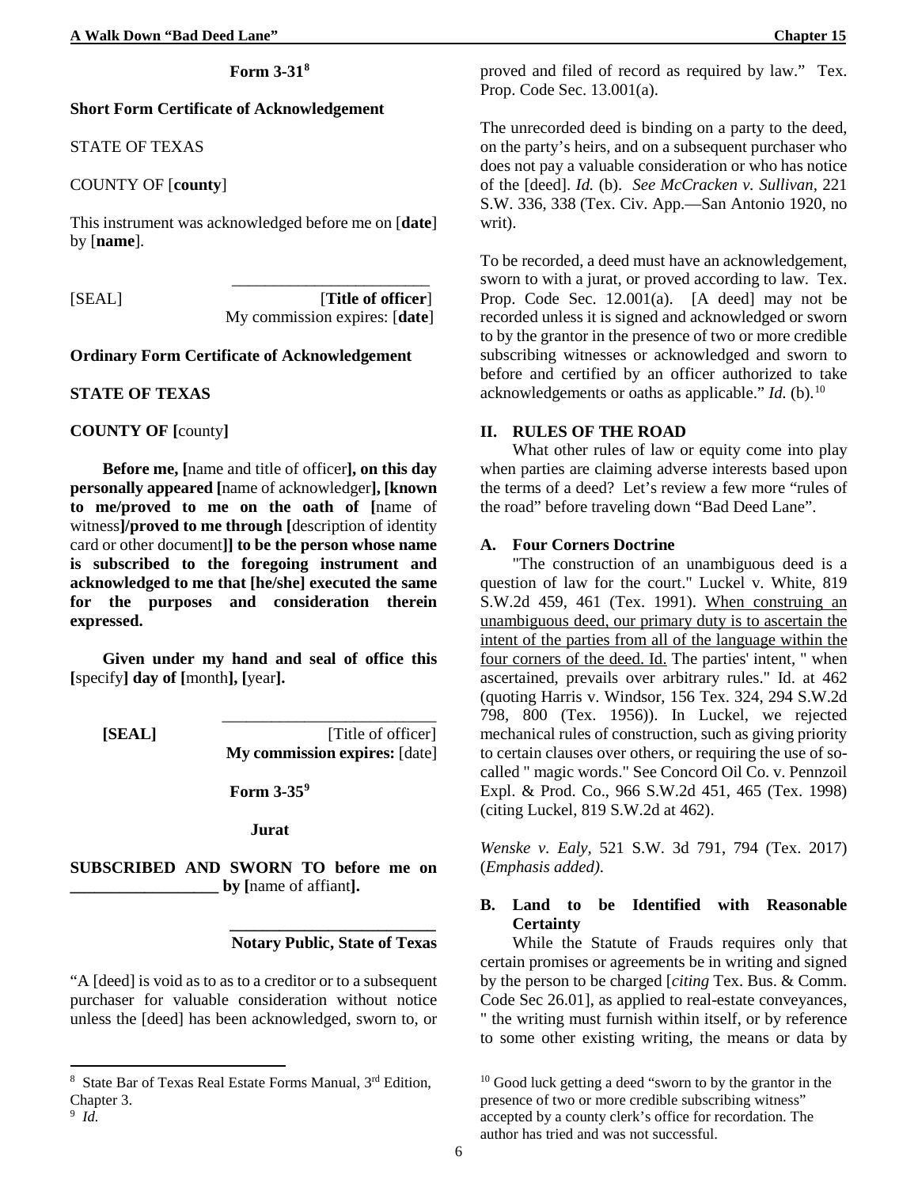**Form 3-31**[8]

**Short Form Certificate of Acknowledgement**

STATE OF TEXAS

COUNTY OF [**county**]

This instrument was acknowledged before me on [**date**] by [**name**].

\_\_\_\_\_\_\_\_\_\_\_\_\_\_\_\_\_\_\_\_\_\_\_\_\_

[SEAL] [**Title of officer**]
My commission expires: [**date**]

**Ordinary Form Certificate of Acknowledgement**

**STATE OF TEXAS**

**COUNTY OF [**county**]**

**Before me, [**name and title of officer**], on this day personally appeared [**name of acknowledger**], [known to me/proved to me on the oath of [**name of witness**]/proved to me through [**description of identity card or other document**]] to be the person whose name is subscribed to the foregoing instrument and acknowledged to me that [he/she] executed the same for the purposes and consideration therein expressed.**

**Given under my hand and seal of office this [**specify**] day of [**month**], [**year**].**

\_\_\_\_\_\_\_\_\_\_\_\_\_\_\_\_\_\_\_\_\_\_\_\_\_\_\_

**[SEAL]** [Title of officer]
**My commission expires:** [date]

**Form 3-35**[9]

**Jurat**

**SUBSCRIBED AND SWORN TO before me on \_\_\_\_\_\_\_\_\_\_\_\_\_\_\_\_\_\_ by [**name of affiant**].**

\_\_\_\_\_\_\_\_\_\_\_\_\_\_\_\_\_\_\_\_\_\_\_\_\_\_

**Notary Public, State of Texas**

"A [deed] is void as to as to a creditor or to a subsequent purchaser for valuable consideration without notice unless the [deed] has been acknowledged, sworn to, or proved and filed of record as required by law." Tex. Prop. Code Sec. 13.001(a).

The unrecorded deed is binding on a party to the deed, on the party's heirs, and on a subsequent purchaser who does not pay a valuable consideration or who has notice of the [deed]. *Id.* (b). *See McCracken v. Sullivan*, 221 S.W. 336, 338 (Tex. Civ. App.—San Antonio 1920, no writ).

To be recorded, a deed must have an acknowledgement, sworn to with a jurat, or proved according to law. Tex. Prop. Code Sec. 12.001(a). [A deed] may not be recorded unless it is signed and acknowledged or sworn to by the grantor in the presence of two or more credible subscribing witnesses or acknowledged and sworn to before and certified by an officer authorized to take acknowledgements or oaths as applicable." *Id.* (b).[10]

## II. RULES OF THE ROAD

What other rules of law or equity come into play when parties are claiming adverse interests based upon the terms of a deed? Let's review a few more "rules of the road" before traveling down "Bad Deed Lane".

### A. Four Corners Doctrine

"The construction of an unambiguous deed is a question of law for the court." Luckel v. White, 819 S.W.2d 459, 461 (Tex. 1991). <u>When construing an unambiguous deed, our primary duty is to ascertain the intent of the parties from all of the language within the four corners of the deed. Id.</u> The parties' intent, " when ascertained, prevails over arbitrary rules." Id. at 462 (quoting Harris v. Windsor, 156 Tex. 324, 294 S.W.2d 798, 800 (Tex. 1956)). In Luckel, we rejected mechanical rules of construction, such as giving priority to certain clauses over others, or requiring the use of so-called " magic words." See Concord Oil Co. v. Pennzoil Expl. & Prod. Co., 966 S.W.2d 451, 465 (Tex. 1998) (citing Luckel, 819 S.W.2d at 462).

*Wenske v. Ealy*, 521 S.W. 3d 791, 794 (Tex. 2017) (*Emphasis added)*.

### B. Land to be Identified with Reasonable Certainty

While the Statute of Frauds requires only that certain promises or agreements be in writing and signed by the person to be charged [*citing* Tex. Bus. & Comm. Code Sec 26.01], as applied to real-estate conveyances, " the writing must furnish within itself, or by reference to some other existing writing, the means or data by

---

[8] State Bar of Texas Real Estate Forms Manual, 3rd Edition, Chapter 3.

[9] *Id.*

[10] Good luck getting a deed "sworn to by the grantor in the presence of two or more credible subscribing witness" accepted by a county clerk's office for recordation. The author has tried and was not successful.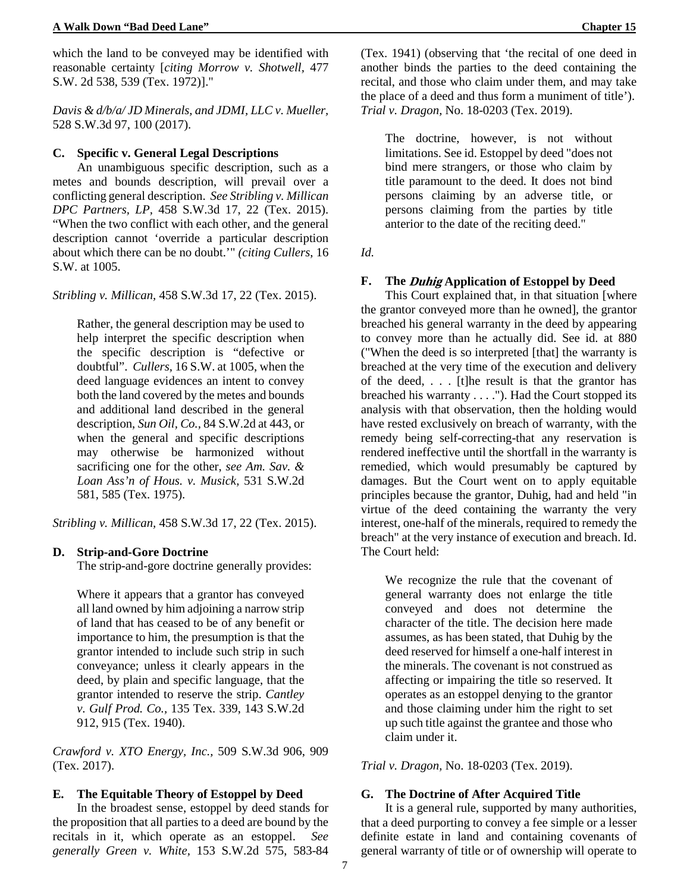which the land to be conveyed may be identified with reasonable certainty [*citing Morrow v. Shotwell*, 477 S.W. 2d 538, 539 (Tex. 1972)]."

*Davis & d/b/a/ JD Minerals, and JDMI, LLC v. Mueller*, 528 S.W.3d 97, 100 (2017).

### C. Specific v. General Legal Descriptions

An unambiguous specific description, such as a metes and bounds description, will prevail over a conflicting general description. *See Stribling v. Millican DPC Partners, LP*, 458 S.W.3d 17, 22 (Tex. 2015). "When the two conflict with each other, and the general description cannot 'override a particular description about which there can be no doubt.'" *(citing Cullers*, 16 S.W. at 1005.

*Stribling v. Millican,* 458 S.W.3d 17, 22 (Tex. 2015).

> Rather, the general description may be used to help interpret the specific description when the specific description is "defective or doubtful". *Cullers*, 16 S.W. at 1005, when the deed language evidences an intent to convey both the land covered by the metes and bounds and additional land described in the general description, *Sun Oil, Co.,* 84 S.W.2d at 443, or when the general and specific descriptions may otherwise be harmonized without sacrificing one for the other, *see Am. Sav. & Loan Ass'n of Hous. v. Musick,* 531 S.W.2d 581, 585 (Tex. 1975).

*Stribling v. Millican,* 458 S.W.3d 17, 22 (Tex. 2015).

### D. Strip-and-Gore Doctrine

The strip-and-gore doctrine generally provides:

> Where it appears that a grantor has conveyed all land owned by him adjoining a narrow strip of land that has ceased to be of any benefit or importance to him, the presumption is that the grantor intended to include such strip in such conveyance; unless it clearly appears in the deed, by plain and specific language, that the grantor intended to reserve the strip. *Cantley v. Gulf Prod. Co.,* 135 Tex. 339, 143 S.W.2d 912, 915 (Tex. 1940).

*Crawford v. XTO Energy, Inc.,* 509 S.W.3d 906, 909 (Tex. 2017).

### E. The Equitable Theory of Estoppel by Deed

In the broadest sense, estoppel by deed stands for the proposition that all parties to a deed are bound by the recitals in it, which operate as an estoppel. *See generally Green v. White*, 153 S.W.2d 575, 583-84 (Tex. 1941) (observing that 'the recital of one deed in another binds the parties to the deed containing the recital, and those who claim under them, and may take the place of a deed and thus form a muniment of title'). *Trial v. Dragon*, No. 18-0203 (Tex. 2019).

> The doctrine, however, is not without limitations. See id. Estoppel by deed "does not bind mere strangers, or those who claim by title paramount to the deed. It does not bind persons claiming by an adverse title, or persons claiming from the parties by title anterior to the date of the reciting deed."

*Id.*

### F. The *Duhig* Application of Estoppel by Deed

This Court explained that, in that situation [where the grantor conveyed more than he owned], the grantor breached his general warranty in the deed by appearing to convey more than he actually did. See id. at 880 ("When the deed is so interpreted [that] the warranty is breached at the very time of the execution and delivery of the deed, . . . [t]he result is that the grantor has breached his warranty . . . ."). Had the Court stopped its analysis with that observation, then the holding would have rested exclusively on breach of warranty, with the remedy being self-correcting-that any reservation is rendered ineffective until the shortfall in the warranty is remedied, which would presumably be captured by damages. But the Court went on to apply equitable principles because the grantor, Duhig, had and held "in virtue of the deed containing the warranty the very interest, one-half of the minerals, required to remedy the breach" at the very instance of execution and breach. Id. The Court held:

> We recognize the rule that the covenant of general warranty does not enlarge the title conveyed and does not determine the character of the title. The decision here made assumes, as has been stated, that Duhig by the deed reserved for himself a one-half interest in the minerals. The covenant is not construed as affecting or impairing the title so reserved. It operates as an estoppel denying to the grantor and those claiming under him the right to set up such title against the grantee and those who claim under it.

*Trial v. Dragon*, No. 18-0203 (Tex. 2019).

### G. The Doctrine of After Acquired Title

It is a general rule, supported by many authorities, that a deed purporting to convey a fee simple or a lesser definite estate in land and containing covenants of general warranty of title or of ownership will operate to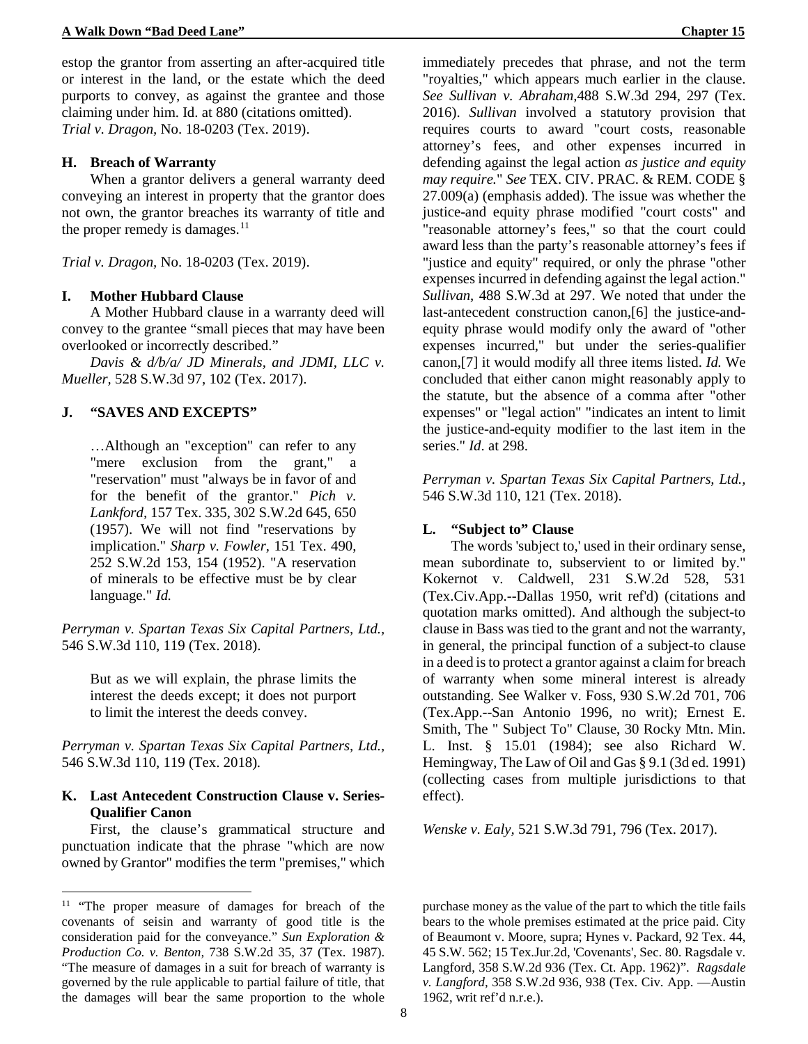estop the grantor from asserting an after-acquired title or interest in the land, or the estate which the deed purports to convey, as against the grantee and those claiming under him. Id. at 880 (citations omitted).
*Trial v. Dragon*, No. 18-0203 (Tex. 2019).

### H. Breach of Warranty

When a grantor delivers a general warranty deed conveying an interest in property that the grantor does not own, the grantor breaches its warranty of title and the proper remedy is damages.[11]

*Trial v. Dragon*, No. 18-0203 (Tex. 2019).

### I. Mother Hubbard Clause

A Mother Hubbard clause in a warranty deed will convey to the grantee "small pieces that may have been overlooked or incorrectly described."

*Davis & d/b/a/ JD Minerals, and JDMI, LLC v. Mueller*, 528 S.W.3d 97, 102 (Tex. 2017).

### J. "SAVES AND EXCEPTS"

> …Although an "exception" can refer to any "mere exclusion from the grant," a "reservation" must "always be in favor of and for the benefit of the grantor." *Pich v. Lankford*, 157 Tex. 335, 302 S.W.2d 645, 650 (1957). We will not find "reservations by implication." *Sharp v. Fowler*, 151 Tex. 490, 252 S.W.2d 153, 154 (1952). "A reservation of minerals to be effective must be by clear language." *Id.*

*Perryman v. Spartan Texas Six Capital Partners, Ltd.*, 546 S.W.3d 110, 119 (Tex. 2018).

> But as we will explain, the phrase limits the interest the deeds except; it does not purport to limit the interest the deeds convey.

*Perryman v. Spartan Texas Six Capital Partners, Ltd.*, 546 S.W.3d 110, 119 (Tex. 2018).

### K. Last Antecedent Construction Clause v. Series-Qualifier Canon

First, the clause's grammatical structure and punctuation indicate that the phrase "which are now owned by Grantor" modifies the term "premises," which immediately precedes that phrase, and not the term "royalties," which appears much earlier in the clause. *See Sullivan v. Abraham*,488 S.W.3d 294, 297 (Tex. 2016). *Sullivan* involved a statutory provision that requires courts to award "court costs, reasonable attorney's fees, and other expenses incurred in defending against the legal action *as justice and equity may require.*" *See* TEX. CIV. PRAC. & REM. CODE § 27.009(a) (emphasis added). The issue was whether the justice-and equity phrase modified "court costs" and "reasonable attorney's fees," so that the court could award less than the party's reasonable attorney's fees if "justice and equity" required, or only the phrase "other expenses incurred in defending against the legal action." *Sullivan*, 488 S.W.3d at 297. We noted that under the last-antecedent construction canon,[6] the justice-and-equity phrase would modify only the award of "other expenses incurred," but under the series-qualifier canon,[7] it would modify all three items listed. *Id.* We concluded that either canon might reasonably apply to the statute, but the absence of a comma after "other expenses" or "legal action" "indicates an intent to limit the justice-and-equity modifier to the last item in the series." *Id*. at 298.

*Perryman v. Spartan Texas Six Capital Partners, Ltd.*, 546 S.W.3d 110, 121 (Tex. 2018).

### L. "Subject to" Clause

The words 'subject to,' used in their ordinary sense, mean subordinate to, subservient to or limited by." Kokernot v. Caldwell, 231 S.W.2d 528, 531 (Tex.Civ.App.--Dallas 1950, writ ref'd) (citations and quotation marks omitted). And although the subject-to clause in Bass was tied to the grant and not the warranty, in general, the principal function of a subject-to clause in a deed is to protect a grantor against a claim for breach of warranty when some mineral interest is already outstanding. See Walker v. Foss, 930 S.W.2d 701, 706 (Tex.App.--San Antonio 1996, no writ); Ernest E. Smith, The " Subject To" Clause, 30 Rocky Mtn. Min. L. Inst. § 15.01 (1984); see also Richard W. Hemingway, The Law of Oil and Gas § 9.1 (3d ed. 1991) (collecting cases from multiple jurisdictions to that effect).

*Wenske v. Ealy*, 521 S.W.3d 791, 796 (Tex. 2017).

---

[11] "The proper measure of damages for breach of the covenants of seisin and warranty of good title is the consideration paid for the conveyance." *Sun Exploration & Production Co. v. Benton*, 738 S.W.2d 35, 37 (Tex. 1987). "The measure of damages in a suit for breach of warranty is governed by the rule applicable to partial failure of title, that the damages will bear the same proportion to the whole purchase money as the value of the part to which the title fails bears to the whole premises estimated at the price paid. City of Beaumont v. Moore, supra; Hynes v. Packard, 92 Tex. 44, 45 S.W. 562; 15 Tex.Jur.2d, 'Covenants', Sec. 80. Ragsdale v. Langford, 358 S.W.2d 936 (Tex. Ct. App. 1962)". *Ragsdale v. Langford*, 358 S.W.2d 936, 938 (Tex. Civ. App. —Austin 1962, writ ref'd n.r.e.).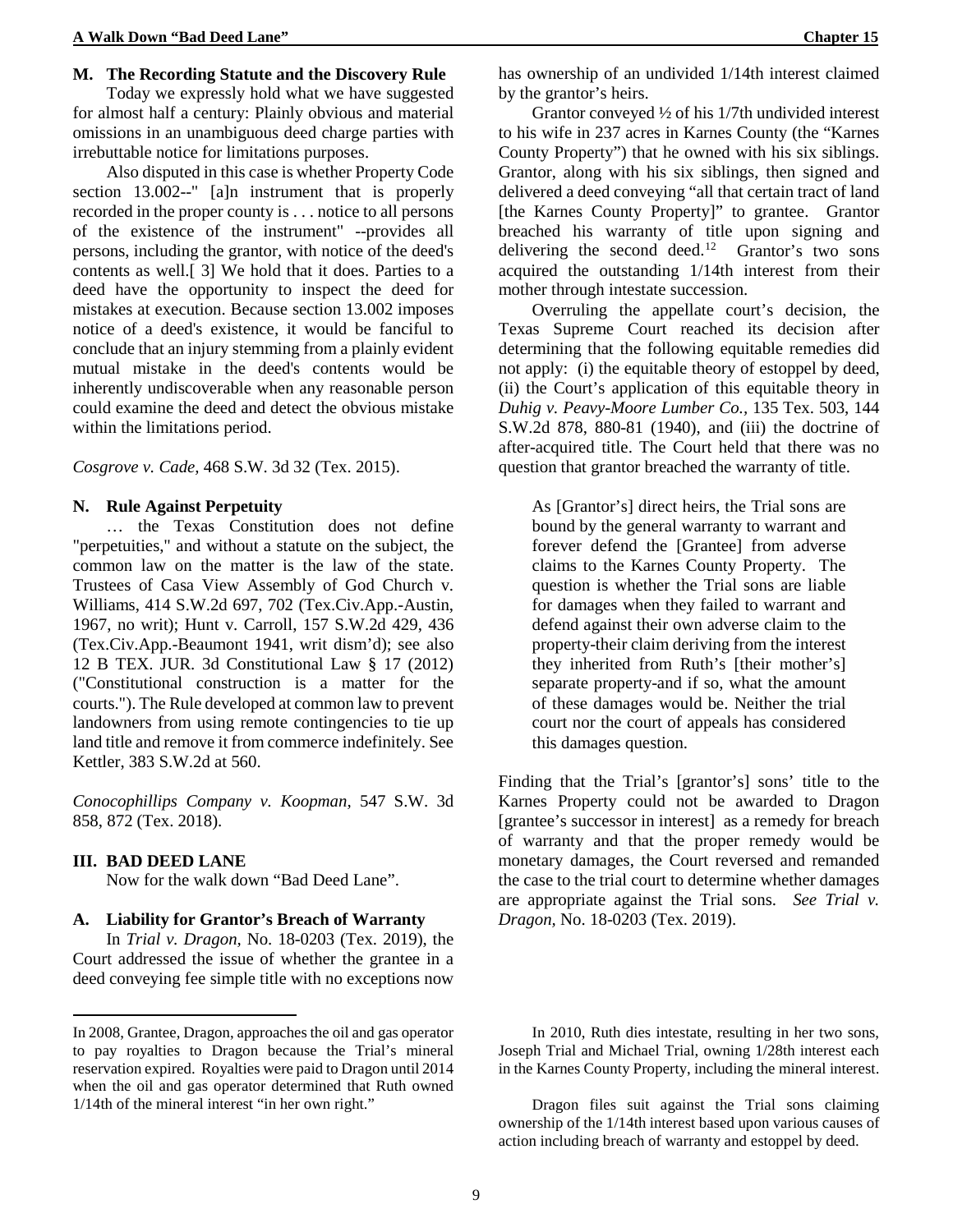## M. The Recording Statute and the Discovery Rule

Today we expressly hold what we have suggested for almost half a century: Plainly obvious and material omissions in an unambiguous deed charge parties with irrebuttable notice for limitations purposes.

Also disputed in this case is whether Property Code section 13.002--" [a]n instrument that is properly recorded in the proper county is . . . notice to all persons of the existence of the instrument" --provides all persons, including the grantor, with notice of the deed's contents as well.[ 3] We hold that it does. Parties to a deed have the opportunity to inspect the deed for mistakes at execution. Because section 13.002 imposes notice of a deed's existence, it would be fanciful to conclude that an injury stemming from a plainly evident mutual mistake in the deed's contents would be inherently undiscoverable when any reasonable person could examine the deed and detect the obvious mistake within the limitations period.

*Cosgrove v. Cade,* 468 S.W. 3d 32 (Tex. 2015).

## N. Rule Against Perpetuity

… the Texas Constitution does not define "perpetuities," and without a statute on the subject, the common law on the matter is the law of the state. Trustees of Casa View Assembly of God Church v. Williams, 414 S.W.2d 697, 702 (Tex.Civ.App.-Austin, 1967, no writ); Hunt v. Carroll, 157 S.W.2d 429, 436 (Tex.Civ.App.-Beaumont 1941, writ dism'd); see also 12 B TEX. JUR. 3d Constitutional Law § 17 (2012) ("Constitutional construction is a matter for the courts."). The Rule developed at common law to prevent landowners from using remote contingencies to tie up land title and remove it from commerce indefinitely. See Kettler, 383 S.W.2d at 560.

*Conocophillips Company v. Koopman,* 547 S.W. 3d 858, 872 (Tex. 2018).

# III. BAD DEED LANE

Now for the walk down "Bad Deed Lane".

## A. Liability for Grantor's Breach of Warranty

In *Trial v. Dragon*, No. 18-0203 (Tex. 2019), the Court addressed the issue of whether the grantee in a deed conveying fee simple title with no exceptions now has ownership of an undivided 1/14th interest claimed by the grantor's heirs.

Grantor conveyed ½ of his 1/7th undivided interest to his wife in 237 acres in Karnes County (the "Karnes County Property") that he owned with his six siblings. Grantor, along with his six siblings, then signed and delivered a deed conveying "all that certain tract of land [the Karnes County Property]" to grantee. Grantor breached his warranty of title upon signing and delivering the second deed.[12] Grantor's two sons acquired the outstanding 1/14th interest from their mother through intestate succession.

Overruling the appellate court's decision, the Texas Supreme Court reached its decision after determining that the following equitable remedies did not apply: (i) the equitable theory of estoppel by deed, (ii) the Court's application of this equitable theory in *Duhig v. Peavy-Moore Lumber Co.,* 135 Tex. 503, 144 S.W.2d 878, 880-81 (1940), and (iii) the doctrine of after-acquired title. The Court held that there was no question that grantor breached the warranty of title.

> As [Grantor's] direct heirs, the Trial sons are bound by the general warranty to warrant and forever defend the [Grantee] from adverse claims to the Karnes County Property. The question is whether the Trial sons are liable for damages when they failed to warrant and defend against their own adverse claim to the property-their claim deriving from the interest they inherited from Ruth's [their mother's] separate property-and if so, what the amount of these damages would be. Neither the trial court nor the court of appeals has considered this damages question.

Finding that the Trial's [grantor's] sons' title to the Karnes Property could not be awarded to Dragon [grantee's successor in interest] as a remedy for breach of warranty and that the proper remedy would be monetary damages, the Court reversed and remanded the case to the trial court to determine whether damages are appropriate against the Trial sons. *See Trial v. Dragon*, No. 18-0203 (Tex. 2019).

---

In 2008, Grantee, Dragon, approaches the oil and gas operator to pay royalties to Dragon because the Trial's mineral reservation expired. Royalties were paid to Dragon until 2014 when the oil and gas operator determined that Ruth owned 1/14th of the mineral interest "in her own right."

In 2010, Ruth dies intestate, resulting in her two sons, Joseph Trial and Michael Trial, owning 1/28th interest each in the Karnes County Property, including the mineral interest.

Dragon files suit against the Trial sons claiming ownership of the 1/14th interest based upon various causes of action including breach of warranty and estoppel by deed.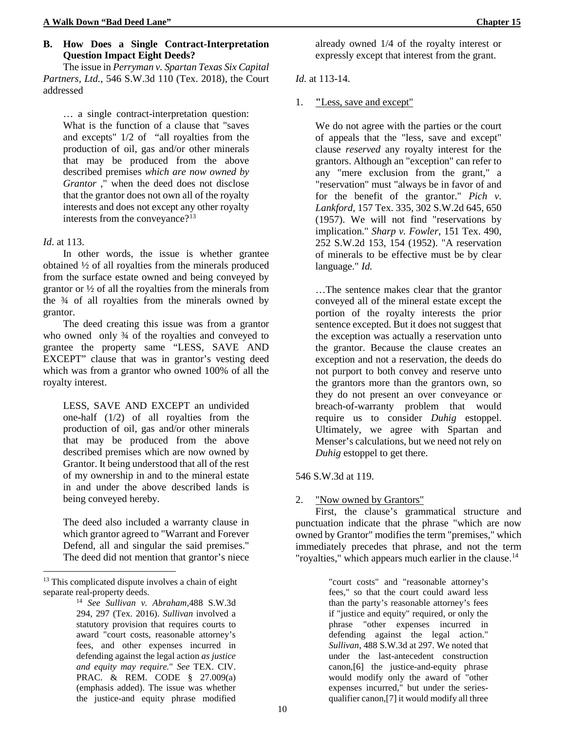## B. How Does a Single Contract-Interpretation Question Impact Eight Deeds?

The issue in *Perryman v. Spartan Texas Six Capital Partners, Ltd.*, 546 S.W.3d 110 (Tex. 2018), the Court addressed

> … a single contract-interpretation question: What is the function of a clause that "saves and excepts" 1/2 of "all royalties from the production of oil, gas and/or other minerals that may be produced from the above described premises *which are now owned by Grantor* ," when the deed does not disclose that the grantor does not own all of the royalty interests and does not except any other royalty interests from the conveyance?[13]

*Id*. at 113.

In other words, the issue is whether grantee obtained ½ of all royalties from the minerals produced from the surface estate owned and being conveyed by grantor or ½ of all the royalties from the minerals from the ¾ of all royalties from the minerals owned by grantor.

The deed creating this issue was from a grantor who owned only ¾ of the royalties and conveyed to grantee the property same "LESS, SAVE AND EXCEPT" clause that was in grantor's vesting deed which was from a grantor who owned 100% of all the royalty interest.

> LESS, SAVE AND EXCEPT an undivided one-half (1/2) of all royalties from the production of oil, gas and/or other minerals that may be produced from the above described premises which are now owned by Grantor. It being understood that all of the rest of my ownership in and to the mineral estate in and under the above described lands is being conveyed hereby.
>
> The deed also included a warranty clause in which grantor agreed to "Warrant and Forever Defend, all and singular the said premises." The deed did not mention that grantor's niece already owned 1/4 of the royalty interest or expressly except that interest from the grant.

*Id.* at 113-14.

### 1. "Less, save and except"

> We do not agree with the parties or the court of appeals that the "less, save and except" clause *reserved* any royalty interest for the grantors. Although an "exception" can refer to any "mere exclusion from the grant," a "reservation" must "always be in favor of and for the benefit of the grantor." *Pich v. Lankford*, 157 Tex. 335, 302 S.W.2d 645, 650 (1957). We will not find "reservations by implication." *Sharp v. Fowler,* 151 Tex. 490, 252 S.W.2d 153, 154 (1952). "A reservation of minerals to be effective must be by clear language." *Id.*
>
> …The sentence makes clear that the grantor conveyed all of the mineral estate except the portion of the royalty interests the prior sentence excepted. But it does not suggest that the exception was actually a reservation unto the grantor. Because the clause creates an exception and not a reservation, the deeds do not purport to both convey and reserve unto the grantors more than the grantors own, so they do not present an over conveyance or breach-of-warranty problem that would require us to consider *Duhig* estoppel. Ultimately, we agree with Spartan and Menser's calculations, but we need not rely on *Duhig* estoppel to get there.

546 S.W.3d at 119.

### 2. "Now owned by Grantors"

First, the clause's grammatical structure and punctuation indicate that the phrase "which are now owned by Grantor" modifies the term "premises," which immediately precedes that phrase, and not the term "royalties," which appears much earlier in the clause.[14]

---

[13] This complicated dispute involves a chain of eight separate real-property deeds.

[14] *See Sullivan v. Abraham,*488 S.W.3d 294, 297 (Tex. 2016). *Sullivan* involved a statutory provision that requires courts to award "court costs, reasonable attorney's fees, and other expenses incurred in defending against the legal action *as justice and equity may require.*" *See* TEX. CIV. PRAC. & REM. CODE § 27.009(a) (emphasis added). The issue was whether the justice-and equity phrase modified "court costs" and "reasonable attorney's fees," so that the court could award less than the party's reasonable attorney's fees if "justice and equity" required, or only the phrase "other expenses incurred in defending against the legal action." *Sullivan*, 488 S.W.3d at 297. We noted that under the last-antecedent construction canon,[6] the justice-and-equity phrase would modify only the award of "other expenses incurred," but under the series-qualifier canon,[7] it would modify all three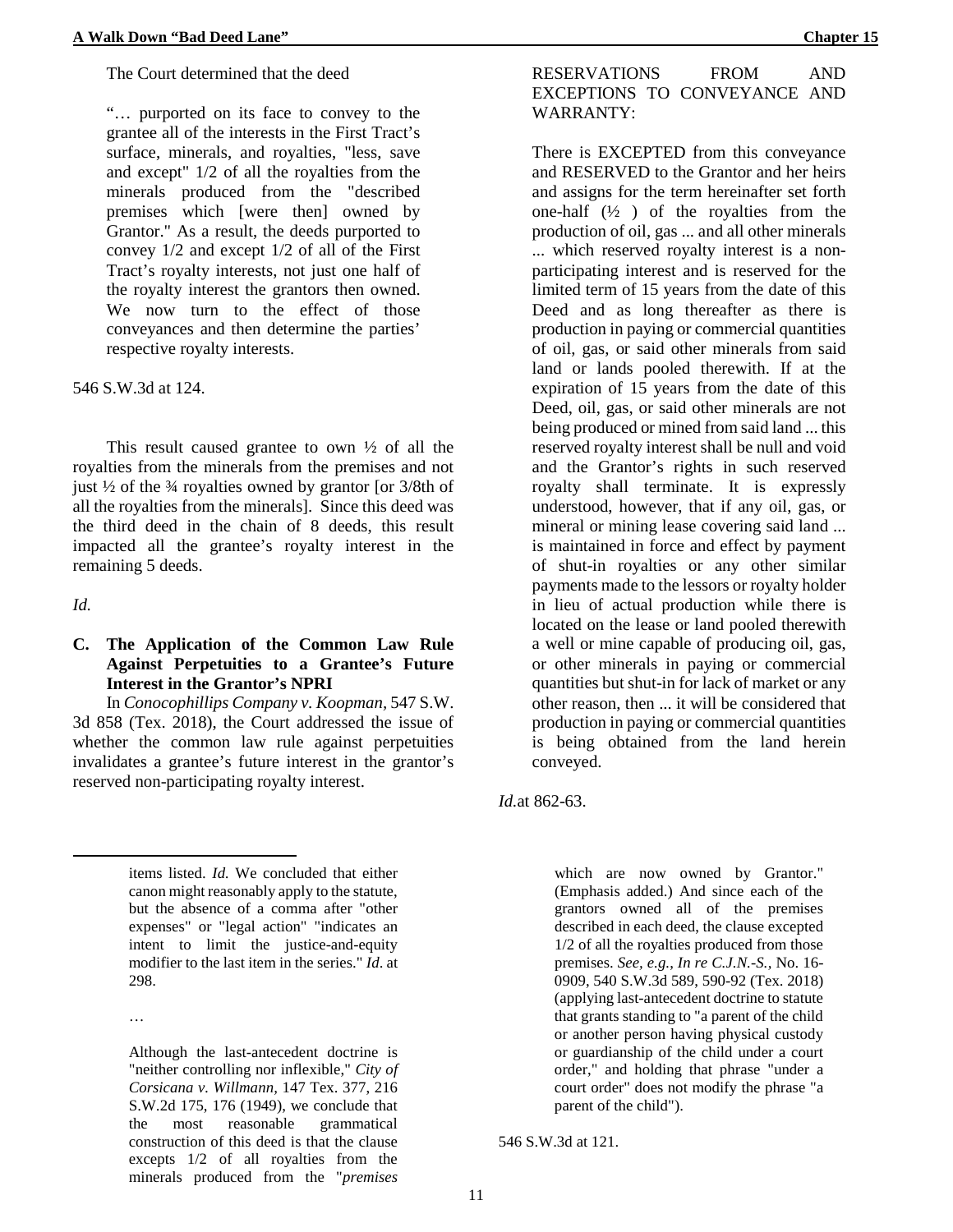The Court determined that the deed

> "… purported on its face to convey to the grantee all of the interests in the First Tract's surface, minerals, and royalties, "less, save and except" 1/2 of all the royalties from the minerals produced from the "described premises which [were then] owned by Grantor." As a result, the deeds purported to convey 1/2 and except 1/2 of all of the First Tract's royalty interests, not just one half of the royalty interest the grantors then owned. We now turn to the effect of those conveyances and then determine the parties' respective royalty interests.

546 S.W.3d at 124.

This result caused grantee to own ½ of all the royalties from the minerals from the premises and not just ½ of the ¾ royalties owned by grantor [or 3/8th of all the royalties from the minerals]. Since this deed was the third deed in the chain of 8 deeds, this result impacted all the grantee's royalty interest in the remaining 5 deeds.

*Id.*

## C. The Application of the Common Law Rule Against Perpetuities to a Grantee's Future Interest in the Grantor's NPRI

In *Conocophillips Company v. Koopman,* 547 S.W. 3d 858 (Tex. 2018), the Court addressed the issue of whether the common law rule against perpetuities invalidates a grantee's future interest in the grantor's reserved non-participating royalty interest.

> RESERVATIONS FROM AND EXCEPTIONS TO CONVEYANCE AND WARRANTY:
>
> There is EXCEPTED from this conveyance and RESERVED to the Grantor and her heirs and assigns for the term hereinafter set forth one-half (½ ) of the royalties from the production of oil, gas ... and all other minerals ... which reserved royalty interest is a non-participating interest and is reserved for the limited term of 15 years from the date of this Deed and as long thereafter as there is production in paying or commercial quantities of oil, gas, or said other minerals from said land or lands pooled therewith. If at the expiration of 15 years from the date of this Deed, oil, gas, or said other minerals are not being produced or mined from said land ... this reserved royalty interest shall be null and void and the Grantor's rights in such reserved royalty shall terminate. It is expressly understood, however, that if any oil, gas, or mineral or mining lease covering said land ... is maintained in force and effect by payment of shut-in royalties or any other similar payments made to the lessors or royalty holder in lieu of actual production while there is located on the lease or land pooled therewith a well or mine capable of producing oil, gas, or other minerals in paying or commercial quantities but shut-in for lack of market or any other reason, then ... it will be considered that production in paying or commercial quantities is being obtained from the land herein conveyed.

*Id.*at 862-63.

---

> items listed. *Id.* We concluded that either canon might reasonably apply to the statute, but the absence of a comma after "other expenses" or "legal action" "indicates an intent to limit the justice-and-equity modifier to the last item in the series." *Id*. at 298.
>
> …
>
> Although the last-antecedent doctrine is "neither controlling nor inflexible," *City of Corsicana v. Willmann,* 147 Tex. 377, 216 S.W.2d 175, 176 (1949), we conclude that the most reasonable grammatical construction of this deed is that the clause excepts 1/2 of all royalties from the minerals produced from the "*premises* which are now owned by Grantor." (Emphasis added.) And since each of the grantors owned all of the premises described in each deed, the clause excepted 1/2 of all the royalties produced from those premises. *See, e.g., In re C.J.N.-S.,* No. 16-0909, 540 S.W.3d 589, 590-92 (Tex. 2018) (applying last-antecedent doctrine to statute that grants standing to "a parent of the child or another person having physical custody or guardianship of the child under a court order," and holding that phrase "under a court order" does not modify the phrase "a parent of the child").

546 S.W.3d at 121.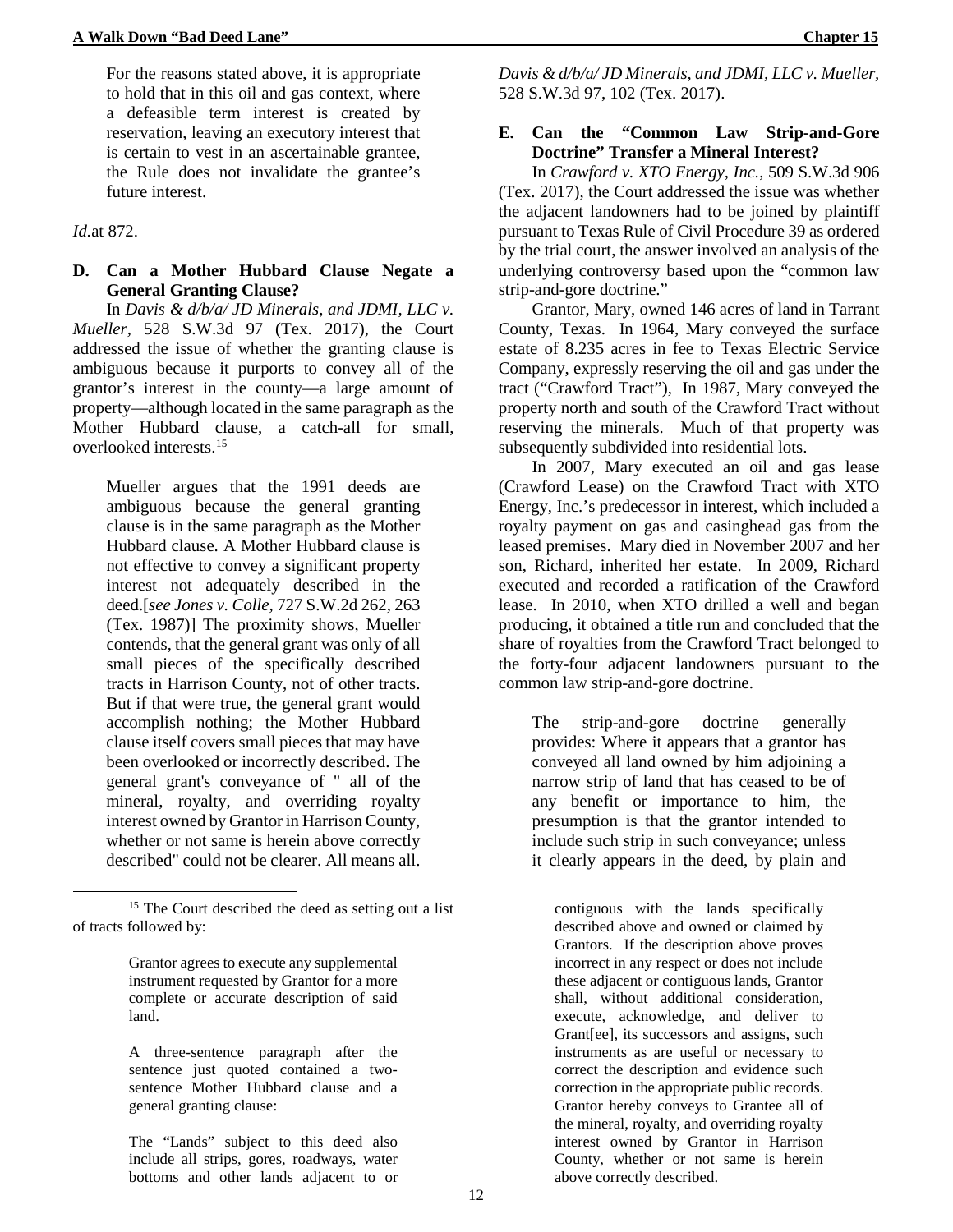For the reasons stated above, it is appropriate to hold that in this oil and gas context, where a defeasible term interest is created by reservation, leaving an executory interest that is certain to vest in an ascertainable grantee, the Rule does not invalidate the grantee's future interest.

*Id.*at 872.

### D. Can a Mother Hubbard Clause Negate a General Granting Clause?

In *Davis & d/b/a/ JD Minerals, and JDMI, LLC v. Mueller,* 528 S.W.3d 97 (Tex. 2017), the Court addressed the issue of whether the granting clause is ambiguous because it purports to convey all of the grantor's interest in the county—a large amount of property—although located in the same paragraph as the Mother Hubbard clause, a catch-all for small, overlooked interests.[15]

> Mueller argues that the 1991 deeds are ambiguous because the general granting clause is in the same paragraph as the Mother Hubbard clause. A Mother Hubbard clause is not effective to convey a significant property interest not adequately described in the deed.[*see Jones v. Colle*, 727 S.W.2d 262, 263 (Tex. 1987)] The proximity shows, Mueller contends, that the general grant was only of all small pieces of the specifically described tracts in Harrison County, not of other tracts. But if that were true, the general grant would accomplish nothing; the Mother Hubbard clause itself covers small pieces that may have been overlooked or incorrectly described. The general grant's conveyance of " all of the mineral, royalty, and overriding royalty interest owned by Grantor in Harrison County, whether or not same is herein above correctly described" could not be clearer. All means all.

*Davis & d/b/a/ JD Minerals, and JDMI, LLC v. Mueller,* 528 S.W.3d 97, 102 (Tex. 2017).

### E. Can the "Common Law Strip-and-Gore Doctrine" Transfer a Mineral Interest?

In *Crawford v. XTO Energy, Inc.*, 509 S.W.3d 906 (Tex. 2017), the Court addressed the issue was whether the adjacent landowners had to be joined by plaintiff pursuant to Texas Rule of Civil Procedure 39 as ordered by the trial court, the answer involved an analysis of the underlying controversy based upon the "common law strip-and-gore doctrine."

Grantor, Mary, owned 146 acres of land in Tarrant County, Texas. In 1964, Mary conveyed the surface estate of 8.235 acres in fee to Texas Electric Service Company, expressly reserving the oil and gas under the tract ("Crawford Tract"), In 1987, Mary conveyed the property north and south of the Crawford Tract without reserving the minerals. Much of that property was subsequently subdivided into residential lots.

In 2007, Mary executed an oil and gas lease (Crawford Lease) on the Crawford Tract with XTO Energy, Inc.'s predecessor in interest, which included a royalty payment on gas and casinghead gas from the leased premises. Mary died in November 2007 and her son, Richard, inherited her estate. In 2009, Richard executed and recorded a ratification of the Crawford lease. In 2010, when XTO drilled a well and began producing, it obtained a title run and concluded that the share of royalties from the Crawford Tract belonged to the forty-four adjacent landowners pursuant to the common law strip-and-gore doctrine.

> The strip-and-gore doctrine generally provides: Where it appears that a grantor has conveyed all land owned by him adjoining a narrow strip of land that has ceased to be of any benefit or importance to him, the presumption is that the grantor intended to include such strip in such conveyance; unless it clearly appears in the deed, by plain and

---

[15] The Court described the deed as setting out a list of tracts followed by:

> Grantor agrees to execute any supplemental instrument requested by Grantor for a more complete or accurate description of said land.
>
> A three-sentence paragraph after the sentence just quoted contained a two-sentence Mother Hubbard clause and a general granting clause:
>
> The "Lands" subject to this deed also include all strips, gores, roadways, water bottoms and other lands adjacent to or contiguous with the lands specifically described above and owned or claimed by Grantors. If the description above proves incorrect in any respect or does not include these adjacent or contiguous lands, Grantor shall, without additional consideration, execute, acknowledge, and deliver to Grant[ee], its successors and assigns, such instruments as are useful or necessary to correct the description and evidence such correction in the appropriate public records. Grantor hereby conveys to Grantee all of the mineral, royalty, and overriding royalty interest owned by Grantor in Harrison County, whether or not same is herein above correctly described.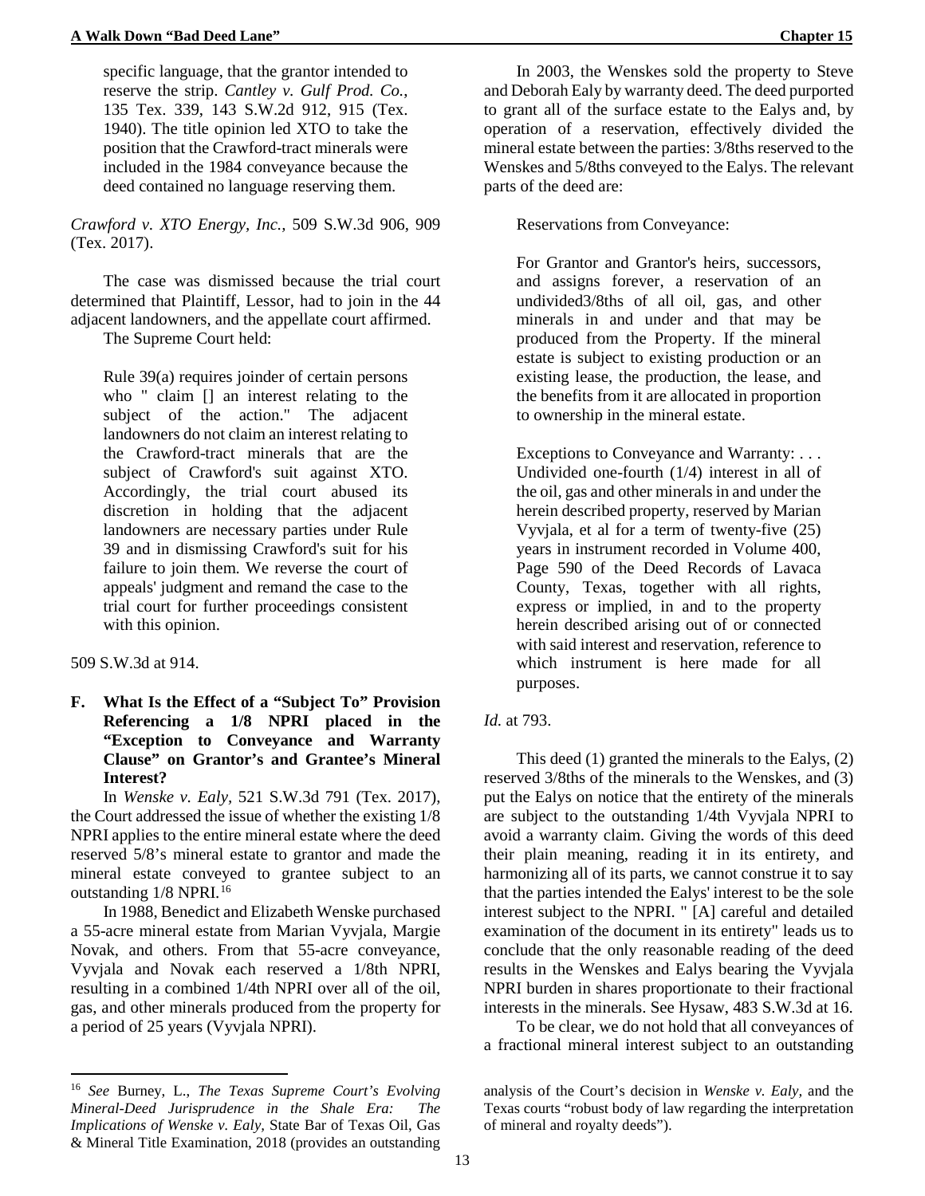specific language, that the grantor intended to reserve the strip. *Cantley v. Gulf Prod. Co.*, 135 Tex. 339, 143 S.W.2d 912, 915 (Tex. 1940). The title opinion led XTO to take the position that the Crawford-tract minerals were included in the 1984 conveyance because the deed contained no language reserving them.

*Crawford v. XTO Energy, Inc.,* 509 S.W.3d 906, 909 (Tex. 2017).

The case was dismissed because the trial court determined that Plaintiff, Lessor, had to join in the 44 adjacent landowners, and the appellate court affirmed.

The Supreme Court held:

> Rule 39(a) requires joinder of certain persons who " claim [] an interest relating to the subject of the action." The adjacent landowners do not claim an interest relating to the Crawford-tract minerals that are the subject of Crawford's suit against XTO. Accordingly, the trial court abused its discretion in holding that the adjacent landowners are necessary parties under Rule 39 and in dismissing Crawford's suit for his failure to join them. We reverse the court of appeals' judgment and remand the case to the trial court for further proceedings consistent with this opinion.

509 S.W.3d at 914.

### F. What Is the Effect of a "Subject To" Provision Referencing a 1/8 NPRI placed in the "Exception to Conveyance and Warranty Clause" on Grantor's and Grantee's Mineral Interest?

In *Wenske v. Ealy*, 521 S.W.3d 791 (Tex. 2017), the Court addressed the issue of whether the existing 1/8 NPRI applies to the entire mineral estate where the deed reserved 5/8's mineral estate to grantor and made the mineral estate conveyed to grantee subject to an outstanding 1/8 NPRI.[16]

In 1988, Benedict and Elizabeth Wenske purchased a 55-acre mineral estate from Marian Vyvjala, Margie Novak, and others. From that 55-acre conveyance, Vyvjala and Novak each reserved a 1/8th NPRI, resulting in a combined 1/4th NPRI over all of the oil, gas, and other minerals produced from the property for a period of 25 years (Vyvjala NPRI).

In 2003, the Wenskes sold the property to Steve and Deborah Ealy by warranty deed. The deed purported to grant all of the surface estate to the Ealys and, by operation of a reservation, effectively divided the mineral estate between the parties: 3/8ths reserved to the Wenskes and 5/8ths conveyed to the Ealys. The relevant parts of the deed are:

> Reservations from Conveyance:
>
> For Grantor and Grantor's heirs, successors, and assigns forever, a reservation of an undivided3/8ths of all oil, gas, and other minerals in and under and that may be produced from the Property. If the mineral estate is subject to existing production or an existing lease, the production, the lease, and the benefits from it are allocated in proportion to ownership in the mineral estate.
>
> Exceptions to Conveyance and Warranty: . . . Undivided one-fourth (1/4) interest in all of the oil, gas and other minerals in and under the herein described property, reserved by Marian Vyvjala, et al for a term of twenty-five (25) years in instrument recorded in Volume 400, Page 590 of the Deed Records of Lavaca County, Texas, together with all rights, express or implied, in and to the property herein described arising out of or connected with said interest and reservation, reference to which instrument is here made for all purposes.

*Id.* at 793.

This deed (1) granted the minerals to the Ealys, (2) reserved 3/8ths of the minerals to the Wenskes, and (3) put the Ealys on notice that the entirety of the minerals are subject to the outstanding 1/4th Vyvjala NPRI to avoid a warranty claim. Giving the words of this deed their plain meaning, reading it in its entirety, and harmonizing all of its parts, we cannot construe it to say that the parties intended the Ealys' interest to be the sole interest subject to the NPRI. " [A] careful and detailed examination of the document in its entirety" leads us to conclude that the only reasonable reading of the deed results in the Wenskes and Ealys bearing the Vyvjala NPRI burden in shares proportionate to their fractional interests in the minerals. See Hysaw, 483 S.W.3d at 16.

To be clear, we do not hold that all conveyances of a fractional mineral interest subject to an outstanding

---

[16] *See* Burney, L., *The Texas Supreme Court's Evolving Mineral-Deed Jurisprudence in the Shale Era: The Implications of Wenske v. Ealy,* State Bar of Texas Oil, Gas & Mineral Title Examination, 2018 (provides an outstanding analysis of the Court's decision in *Wenske v. Ealy,* and the Texas courts "robust body of law regarding the interpretation of mineral and royalty deeds").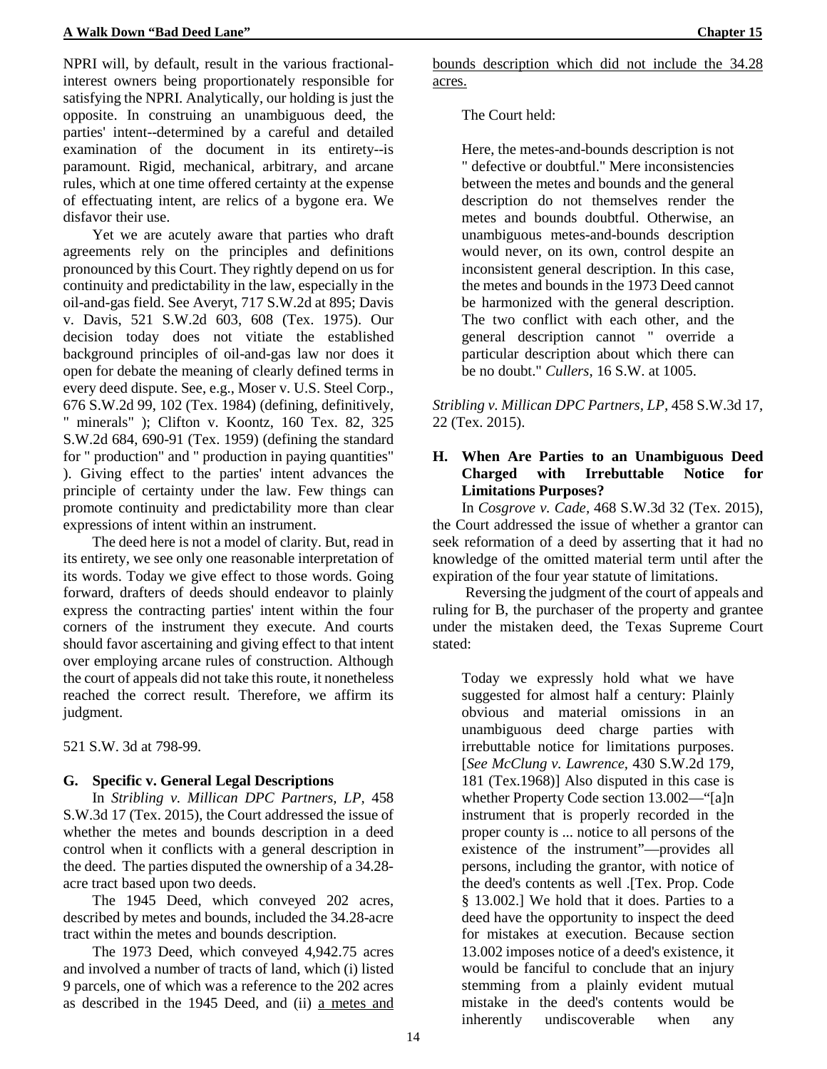NPRI will, by default, result in the various fractional-interest owners being proportionately responsible for satisfying the NPRI. Analytically, our holding is just the opposite. In construing an unambiguous deed, the parties' intent--determined by a careful and detailed examination of the document in its entirety--is paramount. Rigid, mechanical, arbitrary, and arcane rules, which at one time offered certainty at the expense of effectuating intent, are relics of a bygone era. We disfavor their use.

Yet we are acutely aware that parties who draft agreements rely on the principles and definitions pronounced by this Court. They rightly depend on us for continuity and predictability in the law, especially in the oil-and-gas field. See Averyt, 717 S.W.2d at 895; Davis v. Davis, 521 S.W.2d 603, 608 (Tex. 1975). Our decision today does not vitiate the established background principles of oil-and-gas law nor does it open for debate the meaning of clearly defined terms in every deed dispute. See, e.g., Moser v. U.S. Steel Corp., 676 S.W.2d 99, 102 (Tex. 1984) (defining, definitively, " minerals" ); Clifton v. Koontz, 160 Tex. 82, 325 S.W.2d 684, 690-91 (Tex. 1959) (defining the standard for " production" and " production in paying quantities" ). Giving effect to the parties' intent advances the principle of certainty under the law. Few things can promote continuity and predictability more than clear expressions of intent within an instrument.

The deed here is not a model of clarity. But, read in its entirety, we see only one reasonable interpretation of its words. Today we give effect to those words. Going forward, drafters of deeds should endeavor to plainly express the contracting parties' intent within the four corners of the instrument they execute. And courts should favor ascertaining and giving effect to that intent over employing arcane rules of construction. Although the court of appeals did not take this route, it nonetheless reached the correct result. Therefore, we affirm its judgment.

521 S.W. 3d at 798-99.

### G. Specific v. General Legal Descriptions

In *Stribling v. Millican DPC Partners, LP,* 458 S.W.3d 17 (Tex. 2015), the Court addressed the issue of whether the metes and bounds description in a deed control when it conflicts with a general description in the deed. The parties disputed the ownership of a 34.28-acre tract based upon two deeds.

The 1945 Deed, which conveyed 202 acres, described by metes and bounds, included the 34.28-acre tract within the metes and bounds description.

The 1973 Deed, which conveyed 4,942.75 acres and involved a number of tracts of land, which (i) listed 9 parcels, one of which was a reference to the 202 acres as described in the 1945 Deed, and (ii) <u>a metes and bounds description which did not include the 34.28 acres.</u>

The Court held:

> Here, the metes-and-bounds description is not " defective or doubtful." Mere inconsistencies between the metes and bounds and the general description do not themselves render the metes and bounds doubtful. Otherwise, an unambiguous metes-and-bounds description would never, on its own, control despite an inconsistent general description. In this case, the metes and bounds in the 1973 Deed cannot be harmonized with the general description. The two conflict with each other, and the general description cannot " override a particular description about which there can be no doubt." *Cullers,* 16 S.W. at 1005.

*Stribling v. Millican DPC Partners, LP*, 458 S.W.3d 17, 22 (Tex. 2015).

### H. When Are Parties to an Unambiguous Deed Charged with Irrebuttable Notice for Limitations Purposes?

In *Cosgrove v. Cade,* 468 S.W.3d 32 (Tex. 2015), the Court addressed the issue of whether a grantor can seek reformation of a deed by asserting that it had no knowledge of the omitted material term until after the expiration of the four year statute of limitations.

Reversing the judgment of the court of appeals and ruling for B, the purchaser of the property and grantee under the mistaken deed, the Texas Supreme Court stated:

> Today we expressly hold what we have suggested for almost half a century: Plainly obvious and material omissions in an unambiguous deed charge parties with irrebuttable notice for limitations purposes. [*See McClung v. Lawrence,* 430 S.W.2d 179, 181 (Tex.1968)] Also disputed in this case is whether Property Code section 13.002—"[a]n instrument that is properly recorded in the proper county is ... notice to all persons of the existence of the instrument"—provides all persons, including the grantor, with notice of the deed's contents as well .[Tex. Prop. Code § 13.002.] We hold that it does. Parties to a deed have the opportunity to inspect the deed for mistakes at execution. Because section 13.002 imposes notice of a deed's existence, it would be fanciful to conclude that an injury stemming from a plainly evident mutual mistake in the deed's contents would be inherently undiscoverable when any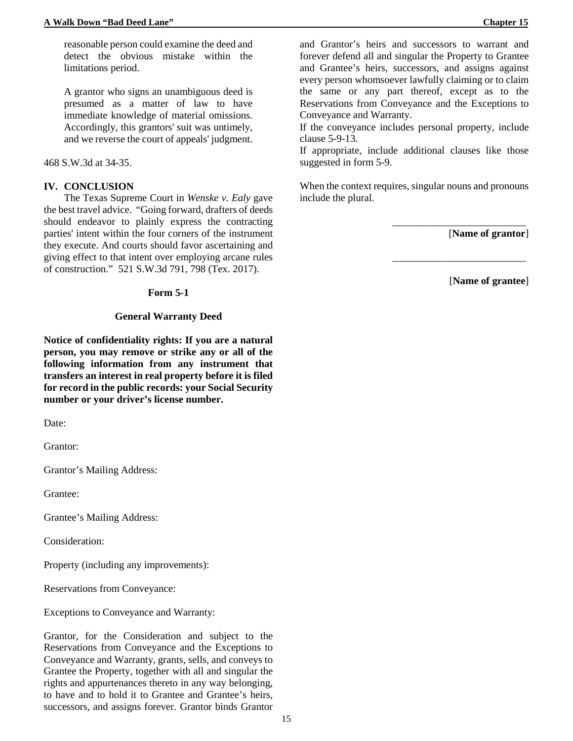reasonable person could examine the deed and detect the obvious mistake within the limitations period.

> A grantor who signs an unambiguous deed is presumed as a matter of law to have immediate knowledge of material omissions. Accordingly, this grantors' suit was untimely, and we reverse the court of appeals' judgment.

468 S.W.3d at 34-35.

## IV. CONCLUSION

The Texas Supreme Court in *Wenske v. Ealy* gave the best travel advice. "Going forward, drafters of deeds should endeavor to plainly express the contracting parties' intent within the four corners of the instrument they execute. And courts should favor ascertaining and giving effect to that intent over employing arcane rules of construction." 521 S.W.3d 791, 798 (Tex. 2017).

### Form 5-1

### General Warranty Deed

**Notice of confidentiality rights: If you are a natural person, you may remove or strike any or all of the following information from any instrument that transfers an interest in real property before it is filed for record in the public records: your Social Security number or your driver's license number.**

Date:

Grantor:

Grantor's Mailing Address:

Grantee:

Grantee's Mailing Address:

Consideration:

Property (including any improvements):

Reservations from Conveyance:

Exceptions to Conveyance and Warranty:

Grantor, for the Consideration and subject to the Reservations from Conveyance and the Exceptions to Conveyance and Warranty, grants, sells, and conveys to Grantee the Property, together with all and singular the rights and appurtenances thereto in any way belonging, to have and to hold it to Grantee and Grantee's heirs, successors, and assigns forever. Grantor binds Grantor and Grantor's heirs and successors to warrant and forever defend all and singular the Property to Grantee and Grantee's heirs, successors, and assigns against every person whomsoever lawfully claiming or to claim the same or any part thereof, except as to the Reservations from Conveyance and the Exceptions to Conveyance and Warranty.

If the conveyance includes personal property, include clause 5-9-13.

If appropriate, include additional clauses like those suggested in form 5-9.

When the context requires, singular nouns and pronouns include the plural.

___________________________

[**Name of grantor**]

___________________________

[**Name of grantee**]